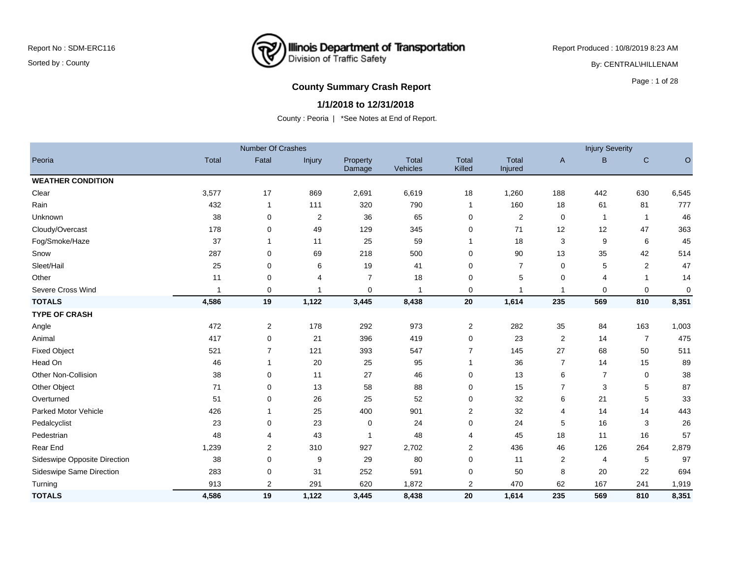Report No : SDM-ERC116

Sorted by : County

Illinois Department of Transportation
Division of Traffic Safety

Report Produced : 10/8/2019 8:23 AM

By: CENTRAL\HILLENAM

## County Summary Crash Report

### 1/1/2018 to 12/31/2018

County : Peoria | *See Notes at End of Report.

| | Number Of Crashes | | | | | | | Injury Severity | | | |
|---|---|---|---|---|---|---|---|---|---|---|---|
| Peoria | Total | Fatal | Injury | Property Damage | Total Vehicles | Total Killed | Total Injured | A | B | C | O |
| **WEATHER CONDITION** | | | | | | | | | | | |
| Clear | 3,577 | 17 | 869 | 2,691 | 6,619 | 18 | 1,260 | 188 | 442 | 630 | 6,545 |
| Rain | 432 | 1 | 111 | 320 | 790 | 1 | 160 | 18 | 61 | 81 | 777 |
| Unknown | 38 | 0 | 2 | 36 | 65 | 0 | 2 | 0 | 1 | 1 | 46 |
| Cloudy/Overcast | 178 | 0 | 49 | 129 | 345 | 0 | 71 | 12 | 12 | 47 | 363 |
| Fog/Smoke/Haze | 37 | 1 | 11 | 25 | 59 | 1 | 18 | 3 | 9 | 6 | 45 |
| Snow | 287 | 0 | 69 | 218 | 500 | 0 | 90 | 13 | 35 | 42 | 514 |
| Sleet/Hail | 25 | 0 | 6 | 19 | 41 | 0 | 7 | 0 | 5 | 2 | 47 |
| Other | 11 | 0 | 4 | 7 | 18 | 0 | 5 | 0 | 4 | 1 | 14 |
| Severe Cross Wind | 1 | 0 | 1 | 0 | 1 | 0 | 1 | 1 | 0 | 0 | 0 |
| **TOTALS** | **4,586** | **19** | **1,122** | **3,445** | **8,438** | **20** | **1,614** | **235** | **569** | **810** | **8,351** |
| **TYPE OF CRASH** | | | | | | | | | | | |
| Angle | 472 | 2 | 178 | 292 | 973 | 2 | 282 | 35 | 84 | 163 | 1,003 |
| Animal | 417 | 0 | 21 | 396 | 419 | 0 | 23 | 2 | 14 | 7 | 475 |
| Fixed Object | 521 | 7 | 121 | 393 | 547 | 7 | 145 | 27 | 68 | 50 | 511 |
| Head On | 46 | 1 | 20 | 25 | 95 | 1 | 36 | 7 | 14 | 15 | 89 |
| Other Non-Collision | 38 | 0 | 11 | 27 | 46 | 0 | 13 | 6 | 7 | 0 | 38 |
| Other Object | 71 | 0 | 13 | 58 | 88 | 0 | 15 | 7 | 3 | 5 | 87 |
| Overturned | 51 | 0 | 26 | 25 | 52 | 0 | 32 | 6 | 21 | 5 | 33 |
| Parked Motor Vehicle | 426 | 1 | 25 | 400 | 901 | 2 | 32 | 4 | 14 | 14 | 443 |
| Pedalcyclist | 23 | 0 | 23 | 0 | 24 | 0 | 24 | 5 | 16 | 3 | 26 |
| Pedestrian | 48 | 4 | 43 | 1 | 48 | 4 | 45 | 18 | 11 | 16 | 57 |
| Rear End | 1,239 | 2 | 310 | 927 | 2,702 | 2 | 436 | 46 | 126 | 264 | 2,879 |
| Sideswipe Opposite Direction | 38 | 0 | 9 | 29 | 80 | 0 | 11 | 2 | 4 | 5 | 97 |
| Sideswipe Same Direction | 283 | 0 | 31 | 252 | 591 | 0 | 50 | 8 | 20 | 22 | 694 |
| Turning | 913 | 2 | 291 | 620 | 1,872 | 2 | 470 | 62 | 167 | 241 | 1,919 |
| **TOTALS** | **4,586** | **19** | **1,122** | **3,445** | **8,438** | **20** | **1,614** | **235** | **569** | **810** | **8,351** |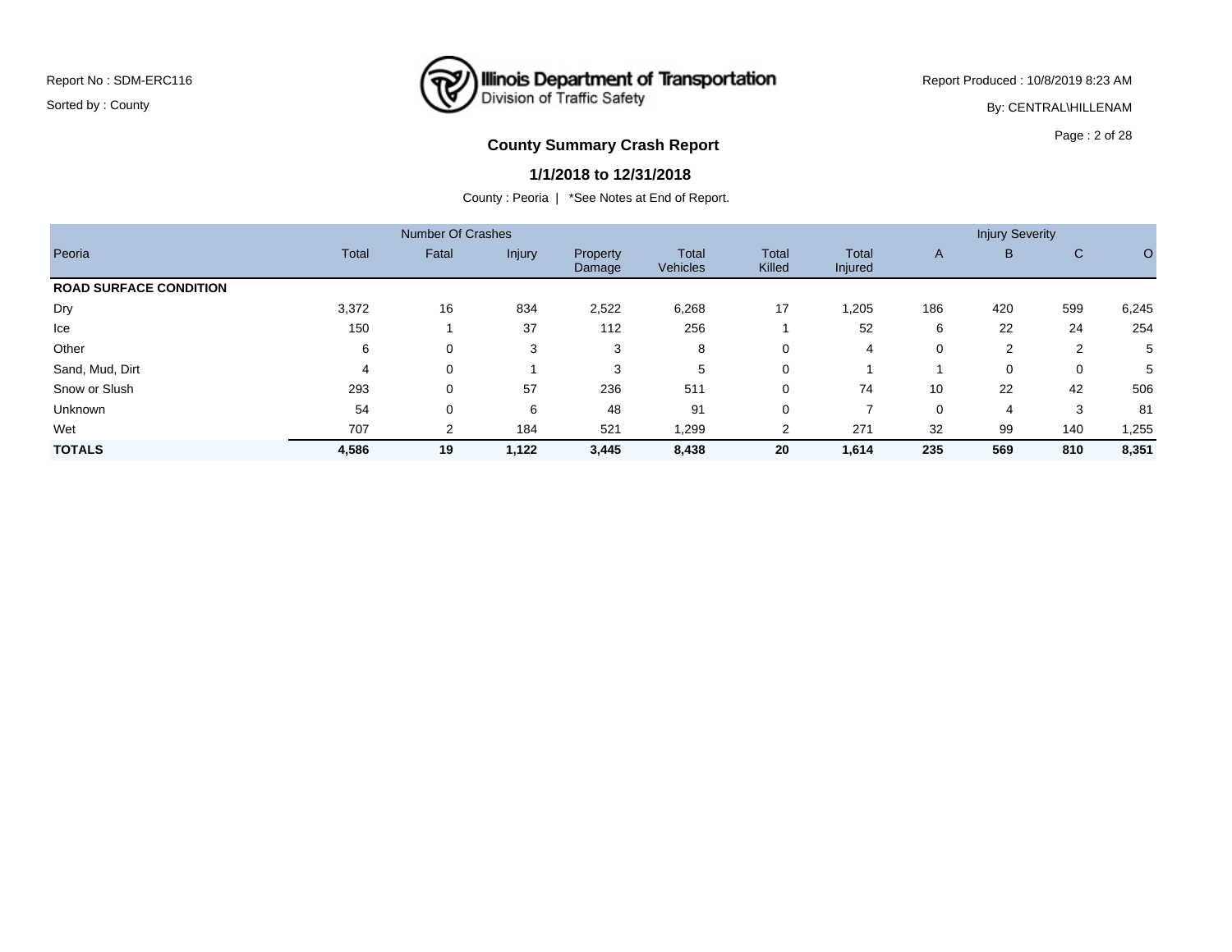Report No : SDM-ERC116

Sorted by : County

**Illinois Department of Transportation**
Division of Traffic Safety

Report Produced : 10/8/2019 8:23 AM

By: CENTRAL\HILLENAM

## County Summary Crash Report

### 1/1/2018 to 12/31/2018

County : Peoria | *See Notes at End of Report.

| | Number Of Crashes | | | | | | | Injury Severity | | | |
|---|---|---|---|---|---|---|---|---|---|---|---|
| Peoria | Total | Fatal | Injury | Property Damage | Total Vehicles | Total Killed | Total Injured | A | B | C | O |
| **ROAD SURFACE CONDITION** | | | | | | | | | | | |
| Dry | 3,372 | 16 | 834 | 2,522 | 6,268 | 17 | 1,205 | 186 | 420 | 599 | 6,245 |
| Ice | 150 | 1 | 37 | 112 | 256 | 1 | 52 | 6 | 22 | 24 | 254 |
| Other | 6 | 0 | 3 | 3 | 8 | 0 | 4 | 0 | 2 | 2 | 5 |
| Sand, Mud, Dirt | 4 | 0 | 1 | 3 | 5 | 0 | 1 | 1 | 0 | 0 | 5 |
| Snow or Slush | 293 | 0 | 57 | 236 | 511 | 0 | 74 | 10 | 22 | 42 | 506 |
| Unknown | 54 | 0 | 6 | 48 | 91 | 0 | 7 | 0 | 4 | 3 | 81 |
| Wet | 707 | 2 | 184 | 521 | 1,299 | 2 | 271 | 32 | 99 | 140 | 1,255 |
| **TOTALS** | **4,586** | **19** | **1,122** | **3,445** | **8,438** | **20** | **1,614** | **235** | **569** | **810** | **8,351** |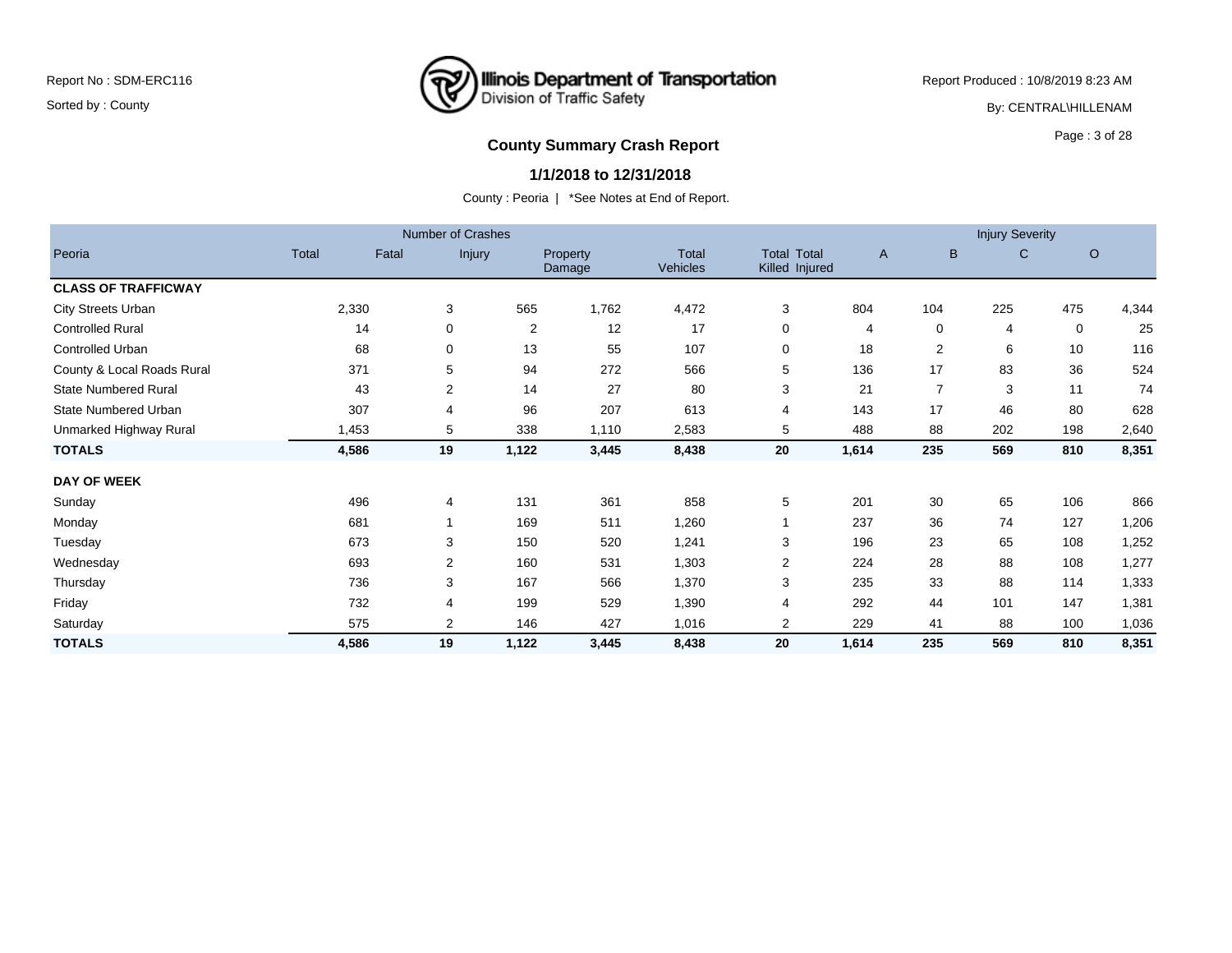Report No : SDM-ERC116

Sorted by : County

**Illinois Department of Transportation**
Division of Traffic Safety

Report Produced : 10/8/2019 8:23 AM

By: CENTRAL\HILLENAM

## County Summary Crash Report

### 1/1/2018 to 12/31/2018

County : Peoria | *See Notes at End of Report.

| | Number of Crashes | | | | | | | Injury Severity | | | |
|---|---|---|---|---|---|---|---|---|---|---|---|
| Peoria | Total | Fatal | Injury | Property Damage | Total Vehicles | Total Killed | Total Injured | A | B | C | O |
| **CLASS OF TRAFFICWAY** | | | | | | | | | | | |
| City Streets Urban | 2,330 | 3 | 565 | 1,762 | 4,472 | 3 | 804 | 104 | 225 | 475 | 4,344 |
| Controlled Rural | 14 | 0 | 2 | 12 | 17 | 0 | 4 | 0 | 4 | 0 | 25 |
| Controlled Urban | 68 | 0 | 13 | 55 | 107 | 0 | 18 | 2 | 6 | 10 | 116 |
| County & Local Roads Rural | 371 | 5 | 94 | 272 | 566 | 5 | 136 | 17 | 83 | 36 | 524 |
| State Numbered Rural | 43 | 2 | 14 | 27 | 80 | 3 | 21 | 7 | 3 | 11 | 74 |
| State Numbered Urban | 307 | 4 | 96 | 207 | 613 | 4 | 143 | 17 | 46 | 80 | 628 |
| Unmarked Highway Rural | 1,453 | 5 | 338 | 1,110 | 2,583 | 5 | 488 | 88 | 202 | 198 | 2,640 |
| **TOTALS** | **4,586** | **19** | **1,122** | **3,445** | **8,438** | **20** | **1,614** | **235** | **569** | **810** | **8,351** |
| **DAY OF WEEK** | | | | | | | | | | | |
| Sunday | 496 | 4 | 131 | 361 | 858 | 5 | 201 | 30 | 65 | 106 | 866 |
| Monday | 681 | 1 | 169 | 511 | 1,260 | 1 | 237 | 36 | 74 | 127 | 1,206 |
| Tuesday | 673 | 3 | 150 | 520 | 1,241 | 3 | 196 | 23 | 65 | 108 | 1,252 |
| Wednesday | 693 | 2 | 160 | 531 | 1,303 | 2 | 224 | 28 | 88 | 108 | 1,277 |
| Thursday | 736 | 3 | 167 | 566 | 1,370 | 3 | 235 | 33 | 88 | 114 | 1,333 |
| Friday | 732 | 4 | 199 | 529 | 1,390 | 4 | 292 | 44 | 101 | 147 | 1,381 |
| Saturday | 575 | 2 | 146 | 427 | 1,016 | 2 | 229 | 41 | 88 | 100 | 1,036 |
| **TOTALS** | **4,586** | **19** | **1,122** | **3,445** | **8,438** | **20** | **1,614** | **235** | **569** | **810** | **8,351** |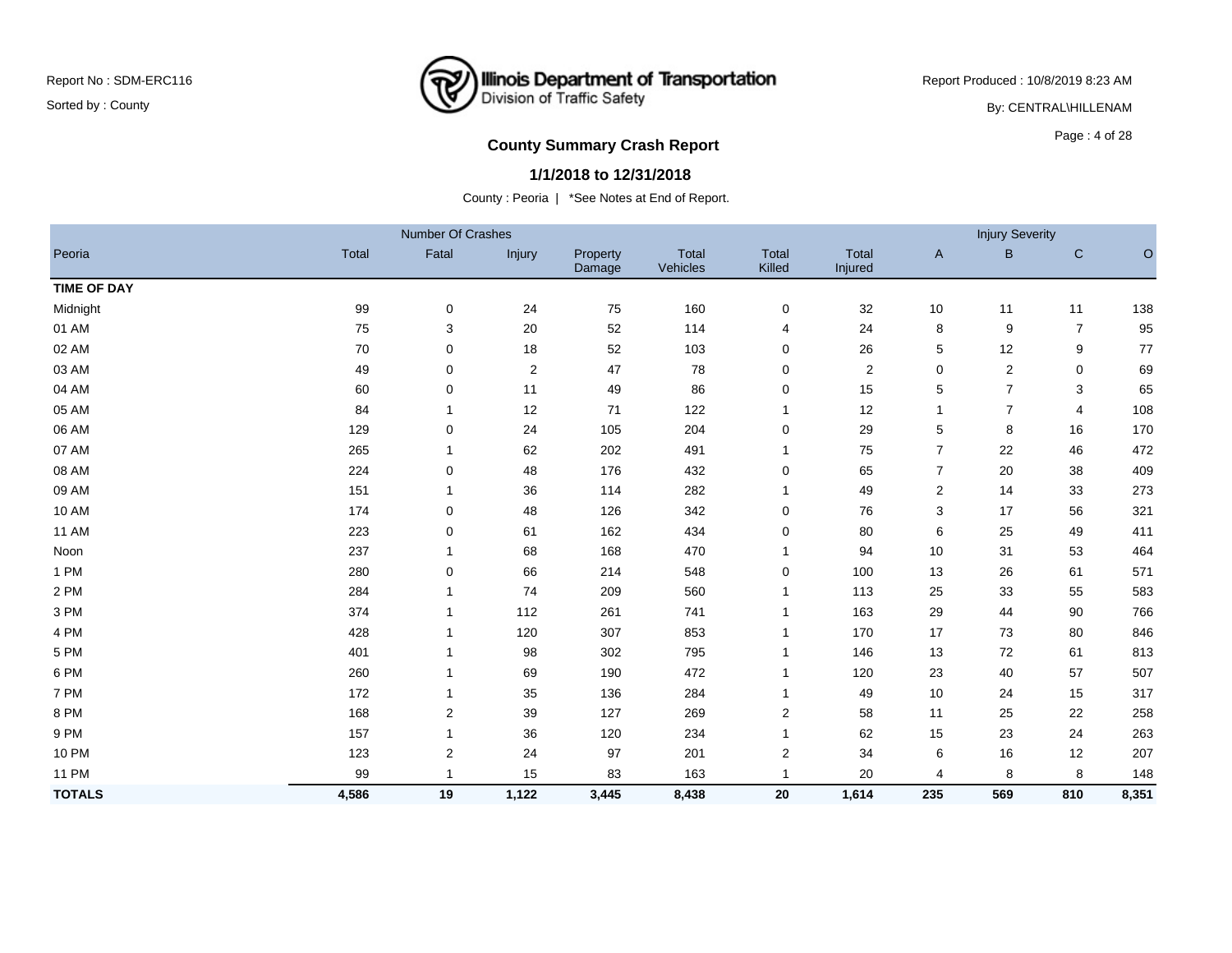Report No : SDM-ERC116

Sorted by : County

Illinois Department of Transportation
Division of Traffic Safety

Report Produced : 10/8/2019 8:23 AM

By: CENTRAL\HILLENAM

## County Summary Crash Report

### 1/1/2018 to 12/31/2018

County : Peoria | *See Notes at End of Report.

| | Number Of Crashes | | | | | | | Injury Severity | | | |
|---|---|---|---|---|---|---|---|---|---|---|---|
| Peoria | Total | Fatal | Injury | Property Damage | Total Vehicles | Total Killed | Total Injured | A | B | C | O |
| **TIME OF DAY** | | | | | | | | | | | |
| Midnight | 99 | 0 | 24 | 75 | 160 | 0 | 32 | 10 | 11 | 11 | 138 |
| 01 AM | 75 | 3 | 20 | 52 | 114 | 4 | 24 | 8 | 9 | 7 | 95 |
| 02 AM | 70 | 0 | 18 | 52 | 103 | 0 | 26 | 5 | 12 | 9 | 77 |
| 03 AM | 49 | 0 | 2 | 47 | 78 | 0 | 2 | 0 | 2 | 0 | 69 |
| 04 AM | 60 | 0 | 11 | 49 | 86 | 0 | 15 | 5 | 7 | 3 | 65 |
| 05 AM | 84 | 1 | 12 | 71 | 122 | 1 | 12 | 1 | 7 | 4 | 108 |
| 06 AM | 129 | 0 | 24 | 105 | 204 | 0 | 29 | 5 | 8 | 16 | 170 |
| 07 AM | 265 | 1 | 62 | 202 | 491 | 1 | 75 | 7 | 22 | 46 | 472 |
| 08 AM | 224 | 0 | 48 | 176 | 432 | 0 | 65 | 7 | 20 | 38 | 409 |
| 09 AM | 151 | 1 | 36 | 114 | 282 | 1 | 49 | 2 | 14 | 33 | 273 |
| 10 AM | 174 | 0 | 48 | 126 | 342 | 0 | 76 | 3 | 17 | 56 | 321 |
| 11 AM | 223 | 0 | 61 | 162 | 434 | 0 | 80 | 6 | 25 | 49 | 411 |
| Noon | 237 | 1 | 68 | 168 | 470 | 1 | 94 | 10 | 31 | 53 | 464 |
| 1 PM | 280 | 0 | 66 | 214 | 548 | 0 | 100 | 13 | 26 | 61 | 571 |
| 2 PM | 284 | 1 | 74 | 209 | 560 | 1 | 113 | 25 | 33 | 55 | 583 |
| 3 PM | 374 | 1 | 112 | 261 | 741 | 1 | 163 | 29 | 44 | 90 | 766 |
| 4 PM | 428 | 1 | 120 | 307 | 853 | 1 | 170 | 17 | 73 | 80 | 846 |
| 5 PM | 401 | 1 | 98 | 302 | 795 | 1 | 146 | 13 | 72 | 61 | 813 |
| 6 PM | 260 | 1 | 69 | 190 | 472 | 1 | 120 | 23 | 40 | 57 | 507 |
| 7 PM | 172 | 1 | 35 | 136 | 284 | 1 | 49 | 10 | 24 | 15 | 317 |
| 8 PM | 168 | 2 | 39 | 127 | 269 | 2 | 58 | 11 | 25 | 22 | 258 |
| 9 PM | 157 | 1 | 36 | 120 | 234 | 1 | 62 | 15 | 23 | 24 | 263 |
| 10 PM | 123 | 2 | 24 | 97 | 201 | 2 | 34 | 6 | 16 | 12 | 207 |
| 11 PM | 99 | 1 | 15 | 83 | 163 | 1 | 20 | 4 | 8 | 8 | 148 |
| **TOTALS** | **4,586** | **19** | **1,122** | **3,445** | **8,438** | **20** | **1,614** | **235** | **569** | **810** | **8,351** |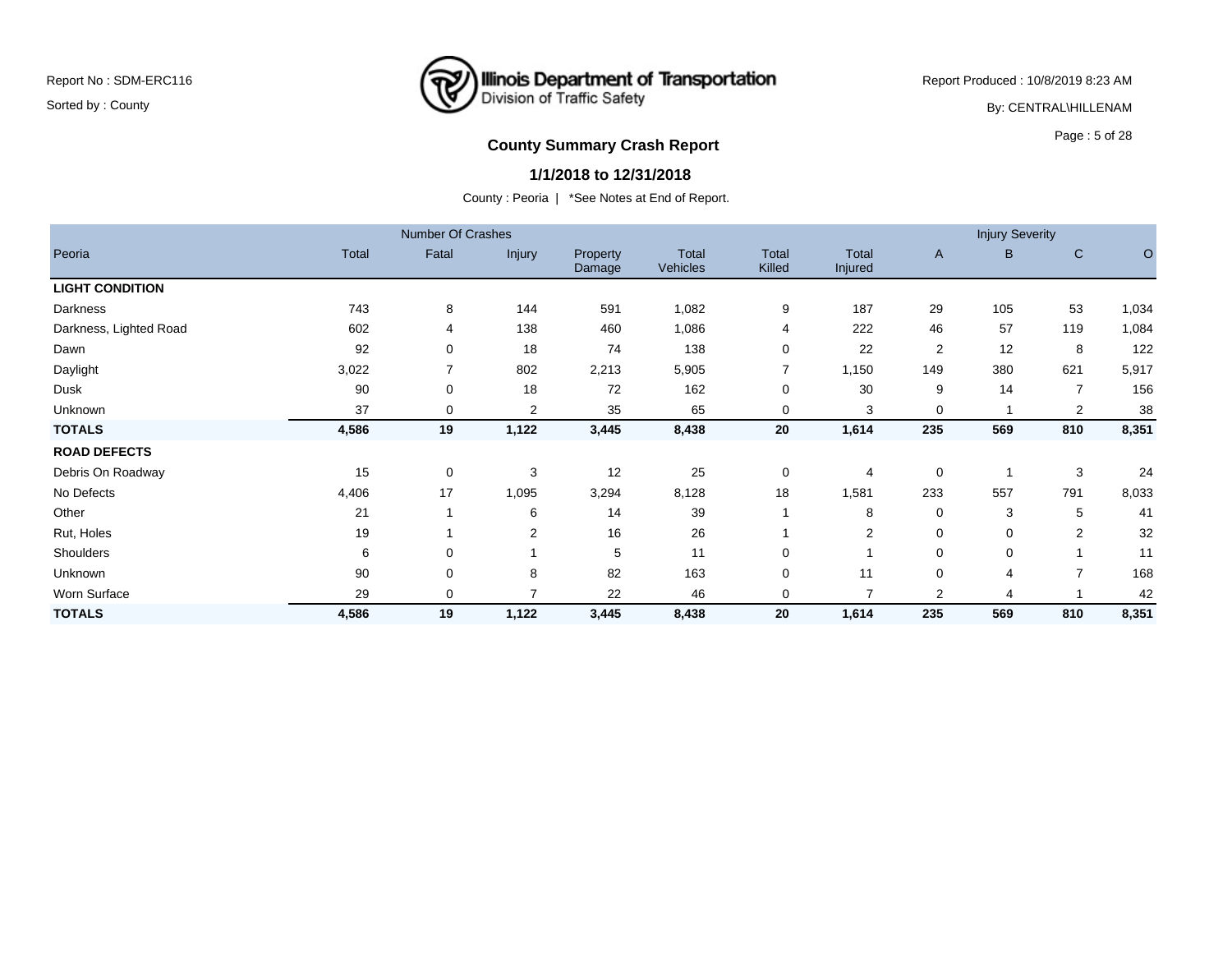Report No : SDM-ERC116

Sorted by : County

**Illinois Department of Transportation**
Division of Traffic Safety

Report Produced : 10/8/2019 8:23 AM

By: CENTRAL\HILLENAM

## County Summary Crash Report

### 1/1/2018 to 12/31/2018

County : Peoria | *See Notes at End of Report.

| | Number Of Crashes | | | | | | | Injury Severity | | | |
|---|---|---|---|---|---|---|---|---|---|---|---|
| Peoria | Total | Fatal | Injury | Property Damage | Total Vehicles | Total Killed | Total Injured | A | B | C | O |
| **LIGHT CONDITION** | | | | | | | | | | | |
| Darkness | 743 | 8 | 144 | 591 | 1,082 | 9 | 187 | 29 | 105 | 53 | 1,034 |
| Darkness, Lighted Road | 602 | 4 | 138 | 460 | 1,086 | 4 | 222 | 46 | 57 | 119 | 1,084 |
| Dawn | 92 | 0 | 18 | 74 | 138 | 0 | 22 | 2 | 12 | 8 | 122 |
| Daylight | 3,022 | 7 | 802 | 2,213 | 5,905 | 7 | 1,150 | 149 | 380 | 621 | 5,917 |
| Dusk | 90 | 0 | 18 | 72 | 162 | 0 | 30 | 9 | 14 | 7 | 156 |
| Unknown | 37 | 0 | 2 | 35 | 65 | 0 | 3 | 0 | 1 | 2 | 38 |
| **TOTALS** | **4,586** | **19** | **1,122** | **3,445** | **8,438** | **20** | **1,614** | **235** | **569** | **810** | **8,351** |
| **ROAD DEFECTS** | | | | | | | | | | | |
| Debris On Roadway | 15 | 0 | 3 | 12 | 25 | 0 | 4 | 0 | 1 | 3 | 24 |
| No Defects | 4,406 | 17 | 1,095 | 3,294 | 8,128 | 18 | 1,581 | 233 | 557 | 791 | 8,033 |
| Other | 21 | 1 | 6 | 14 | 39 | 1 | 8 | 0 | 3 | 5 | 41 |
| Rut, Holes | 19 | 1 | 2 | 16 | 26 | 1 | 2 | 0 | 0 | 2 | 32 |
| Shoulders | 6 | 0 | 1 | 5 | 11 | 0 | 1 | 0 | 0 | 1 | 11 |
| Unknown | 90 | 0 | 8 | 82 | 163 | 0 | 11 | 0 | 4 | 7 | 168 |
| Worn Surface | 29 | 0 | 7 | 22 | 46 | 0 | 7 | 2 | 4 | 1 | 42 |
| **TOTALS** | **4,586** | **19** | **1,122** | **3,445** | **8,438** | **20** | **1,614** | **235** | **569** | **810** | **8,351** |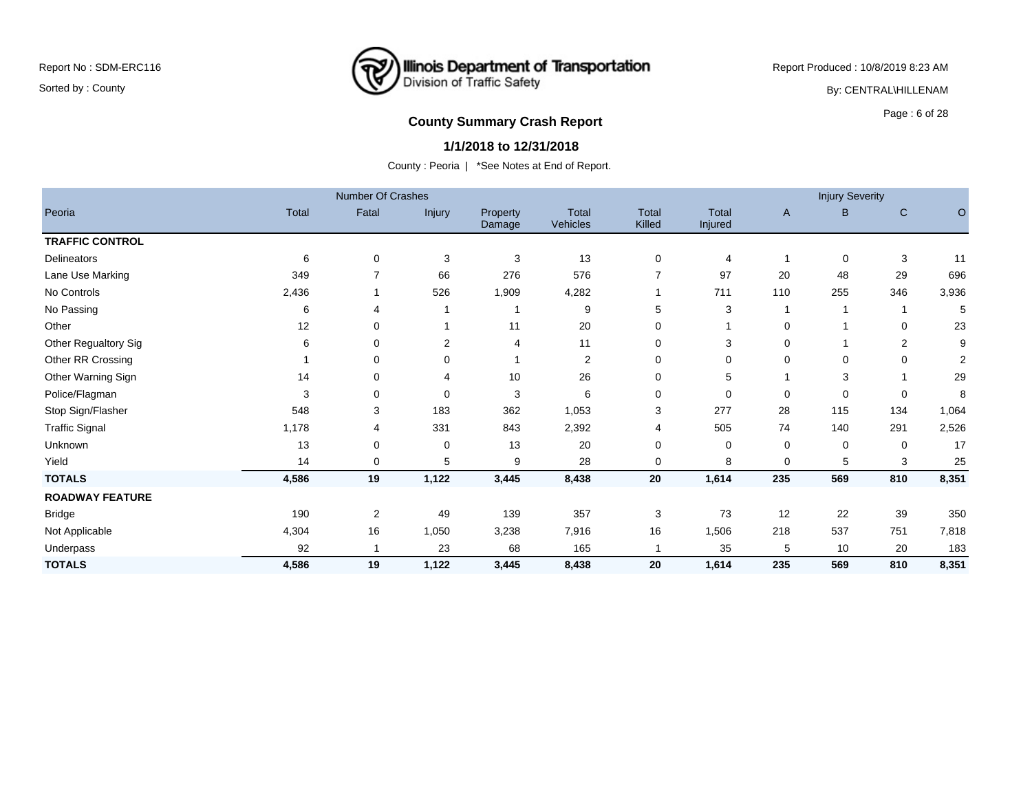Report No : SDM-ERC116

Sorted by : County

Illinois Department of Transportation
Division of Traffic Safety

Report Produced : 10/8/2019 8:23 AM

By: CENTRAL\HILLENAM

## County Summary Crash Report

### 1/1/2018 to 12/31/2018

County : Peoria | *See Notes at End of Report.

| | Number Of Crashes | | | | | | | Injury Severity | | | |
|---|---|---|---|---|---|---|---|---|---|---|---|
| Peoria | Total | Fatal | Injury | Property Damage | Total Vehicles | Total Killed | Total Injured | A | B | C | O |
| **TRAFFIC CONTROL** | | | | | | | | | | | |
| Delineators | 6 | 0 | 3 | 3 | 13 | 0 | 4 | 1 | 0 | 3 | 11 |
| Lane Use Marking | 349 | 7 | 66 | 276 | 576 | 7 | 97 | 20 | 48 | 29 | 696 |
| No Controls | 2,436 | 1 | 526 | 1,909 | 4,282 | 1 | 711 | 110 | 255 | 346 | 3,936 |
| No Passing | 6 | 4 | 1 | 1 | 9 | 5 | 3 | 1 | 1 | 1 | 5 |
| Other | 12 | 0 | 1 | 11 | 20 | 0 | 1 | 0 | 1 | 0 | 23 |
| Other Regualtory Sig | 6 | 0 | 2 | 4 | 11 | 0 | 3 | 0 | 1 | 2 | 9 |
| Other RR Crossing | 1 | 0 | 0 | 1 | 2 | 0 | 0 | 0 | 0 | 0 | 2 |
| Other Warning Sign | 14 | 0 | 4 | 10 | 26 | 0 | 5 | 1 | 3 | 1 | 29 |
| Police/Flagman | 3 | 0 | 0 | 3 | 6 | 0 | 0 | 0 | 0 | 0 | 8 |
| Stop Sign/Flasher | 548 | 3 | 183 | 362 | 1,053 | 3 | 277 | 28 | 115 | 134 | 1,064 |
| Traffic Signal | 1,178 | 4 | 331 | 843 | 2,392 | 4 | 505 | 74 | 140 | 291 | 2,526 |
| Unknown | 13 | 0 | 0 | 13 | 20 | 0 | 0 | 0 | 0 | 0 | 17 |
| Yield | 14 | 0 | 5 | 9 | 28 | 0 | 8 | 0 | 5 | 3 | 25 |
| **TOTALS** | **4,586** | **19** | **1,122** | **3,445** | **8,438** | **20** | **1,614** | **235** | **569** | **810** | **8,351** |
| **ROADWAY FEATURE** | | | | | | | | | | | |
| Bridge | 190 | 2 | 49 | 139 | 357 | 3 | 73 | 12 | 22 | 39 | 350 |
| Not Applicable | 4,304 | 16 | 1,050 | 3,238 | 7,916 | 16 | 1,506 | 218 | 537 | 751 | 7,818 |
| Underpass | 92 | 1 | 23 | 68 | 165 | 1 | 35 | 5 | 10 | 20 | 183 |
| **TOTALS** | **4,586** | **19** | **1,122** | **3,445** | **8,438** | **20** | **1,614** | **235** | **569** | **810** | **8,351** |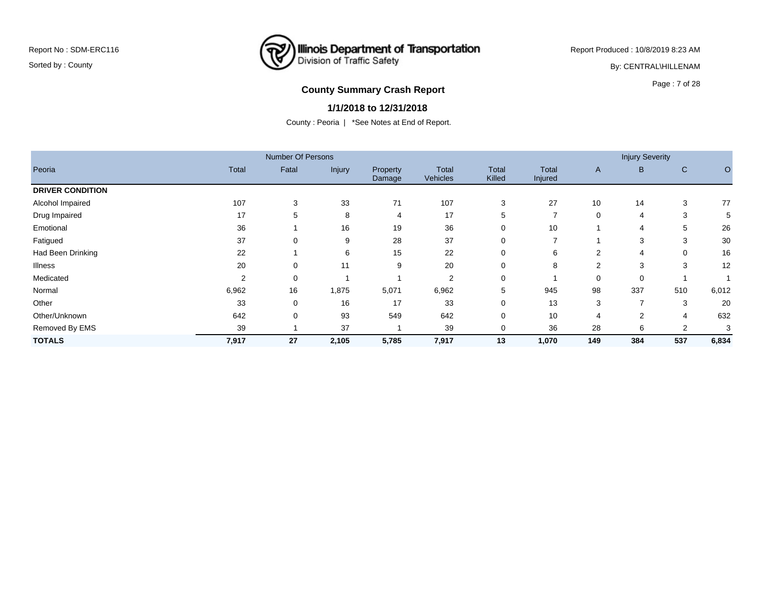Report No : SDM-ERC116

Sorted by : County

Illinois Department of Transportation
Division of Traffic Safety

Report Produced : 10/8/2019 8:23 AM

By: CENTRAL\HILLENAM

## County Summary Crash Report

### 1/1/2018 to 12/31/2018

County : Peoria | *See Notes at End of Report.

| | Number Of Persons | | | | | | | Injury Severity | | | |
|---|---|---|---|---|---|---|---|---|---|---|---|
| Peoria | Total | Fatal | Injury | Property Damage | Total Vehicles | Total Killed | Total Injured | A | B | C | O |
| **DRIVER CONDITION** | | | | | | | | | | | |
| Alcohol Impaired | 107 | 3 | 33 | 71 | 107 | 3 | 27 | 10 | 14 | 3 | 77 |
| Drug Impaired | 17 | 5 | 8 | 4 | 17 | 5 | 7 | 0 | 4 | 3 | 5 |
| Emotional | 36 | 1 | 16 | 19 | 36 | 0 | 10 | 1 | 4 | 5 | 26 |
| Fatigued | 37 | 0 | 9 | 28 | 37 | 0 | 7 | 1 | 3 | 3 | 30 |
| Had Been Drinking | 22 | 1 | 6 | 15 | 22 | 0 | 6 | 2 | 4 | 0 | 16 |
| Illness | 20 | 0 | 11 | 9 | 20 | 0 | 8 | 2 | 3 | 3 | 12 |
| Medicated | 2 | 0 | 1 | 1 | 2 | 0 | 1 | 0 | 0 | 1 | 1 |
| Normal | 6,962 | 16 | 1,875 | 5,071 | 6,962 | 5 | 945 | 98 | 337 | 510 | 6,012 |
| Other | 33 | 0 | 16 | 17 | 33 | 0 | 13 | 3 | 7 | 3 | 20 |
| Other/Unknown | 642 | 0 | 93 | 549 | 642 | 0 | 10 | 4 | 2 | 4 | 632 |
| Removed By EMS | 39 | 1 | 37 | 1 | 39 | 0 | 36 | 28 | 6 | 2 | 3 |
| **TOTALS** | **7,917** | **27** | **2,105** | **5,785** | **7,917** | **13** | **1,070** | **149** | **384** | **537** | **6,834** |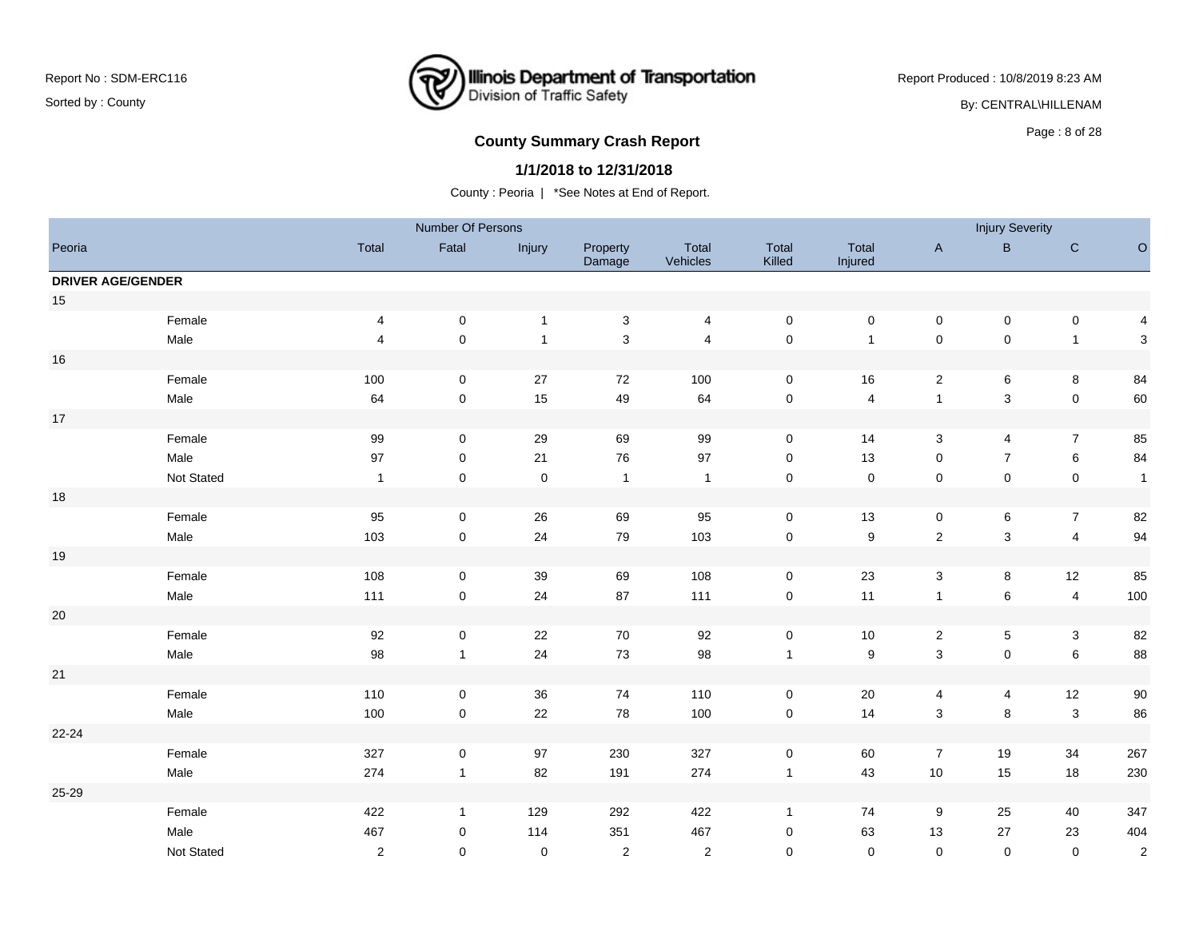## County Summary Crash Report

### 1/1/2018 to 12/31/2018

County : Peoria | *See Notes at End of Report.

| Peoria | | Number Of Persons | | | | | | | Injury Severity | | | |
|---|---|---|---|---|---|---|---|---|---|---|---|---|
| | | Total | Fatal | Injury | Property Damage | Total Vehicles | Total Killed | Total Injured | A | B | C | O |
| **DRIVER AGE/GENDER** | | | | | | | | | | | | |
| 15 | | | | | | | | | | | | |
| | Female | 4 | 0 | 1 | 3 | 4 | 0 | 0 | 0 | 0 | 0 | 4 |
| | Male | 4 | 0 | 1 | 3 | 4 | 0 | 1 | 0 | 0 | 1 | 3 |
| 16 | | | | | | | | | | | | |
| | Female | 100 | 0 | 27 | 72 | 100 | 0 | 16 | 2 | 6 | 8 | 84 |
| | Male | 64 | 0 | 15 | 49 | 64 | 0 | 4 | 1 | 3 | 0 | 60 |
| 17 | | | | | | | | | | | | |
| | Female | 99 | 0 | 29 | 69 | 99 | 0 | 14 | 3 | 4 | 7 | 85 |
| | Male | 97 | 0 | 21 | 76 | 97 | 0 | 13 | 0 | 7 | 6 | 84 |
| | Not Stated | 1 | 0 | 0 | 1 | 1 | 0 | 0 | 0 | 0 | 0 | 1 |
| 18 | | | | | | | | | | | | |
| | Female | 95 | 0 | 26 | 69 | 95 | 0 | 13 | 0 | 6 | 7 | 82 |
| | Male | 103 | 0 | 24 | 79 | 103 | 0 | 9 | 2 | 3 | 4 | 94 |
| 19 | | | | | | | | | | | | |
| | Female | 108 | 0 | 39 | 69 | 108 | 0 | 23 | 3 | 8 | 12 | 85 |
| | Male | 111 | 0 | 24 | 87 | 111 | 0 | 11 | 1 | 6 | 4 | 100 |
| 20 | | | | | | | | | | | | |
| | Female | 92 | 0 | 22 | 70 | 92 | 0 | 10 | 2 | 5 | 3 | 82 |
| | Male | 98 | 1 | 24 | 73 | 98 | 1 | 9 | 3 | 0 | 6 | 88 |
| 21 | | | | | | | | | | | | |
| | Female | 110 | 0 | 36 | 74 | 110 | 0 | 20 | 4 | 4 | 12 | 90 |
| | Male | 100 | 0 | 22 | 78 | 100 | 0 | 14 | 3 | 8 | 3 | 86 |
| 22-24 | | | | | | | | | | | | |
| | Female | 327 | 0 | 97 | 230 | 327 | 0 | 60 | 7 | 19 | 34 | 267 |
| | Male | 274 | 1 | 82 | 191 | 274 | 1 | 43 | 10 | 15 | 18 | 230 |
| 25-29 | | | | | | | | | | | | |
| | Female | 422 | 1 | 129 | 292 | 422 | 1 | 74 | 9 | 25 | 40 | 347 |
| | Male | 467 | 0 | 114 | 351 | 467 | 0 | 63 | 13 | 27 | 23 | 404 |
| | Not Stated | 2 | 0 | 0 | 2 | 2 | 0 | 0 | 0 | 0 | 0 | 2 |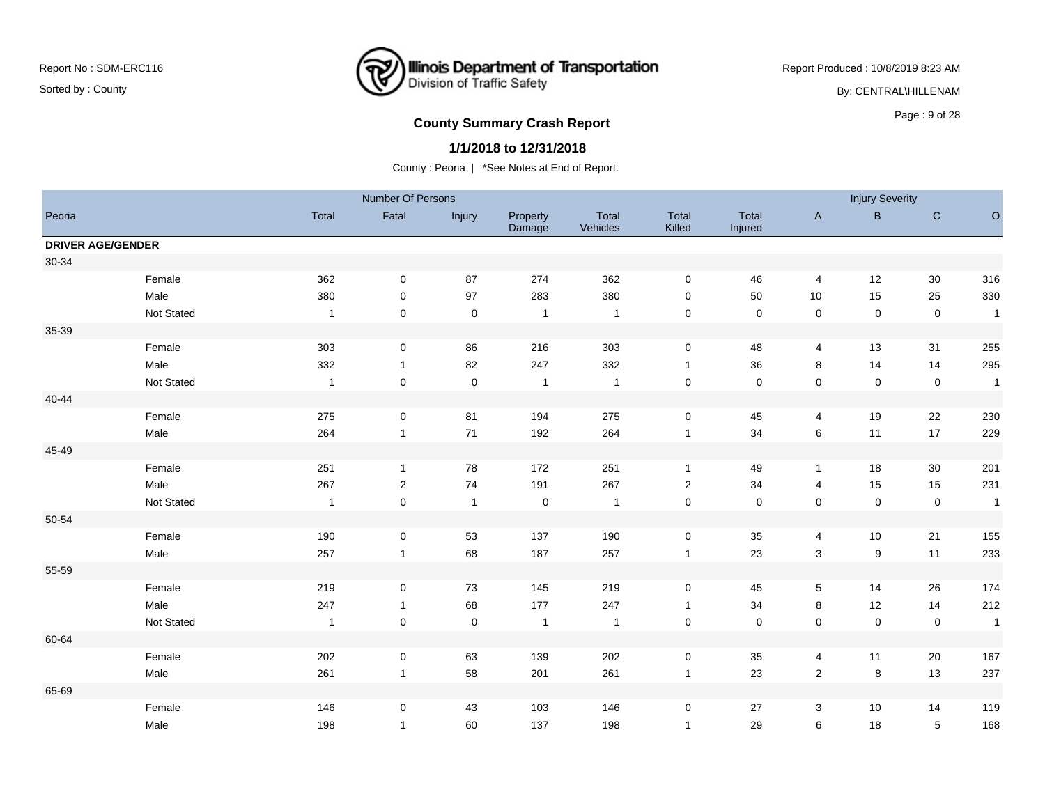Report No : SDM-ERC116

Sorted by : County

Illinois Department of Transportation
Division of Traffic Safety

Report Produced : 10/8/2019 8:23 AM

By: CENTRAL\HILLENAM

## County Summary Crash Report

### 1/1/2018 to 12/31/2018

County : Peoria | *See Notes at End of Report.

| Peoria | | Number Of Persons | | | | | | | Injury Severity | | | |
|---|---|---|---|---|---|---|---|---|---|---|---|---|
| | | Total | Fatal | Injury | Property Damage | Total Vehicles | Total Killed | Total Injured | A | B | C | O |
| **DRIVER AGE/GENDER** | | | | | | | | | | | | |
| 30-34 | | | | | | | | | | | | |
| | Female | 362 | 0 | 87 | 274 | 362 | 0 | 46 | 4 | 12 | 30 | 316 |
| | Male | 380 | 0 | 97 | 283 | 380 | 0 | 50 | 10 | 15 | 25 | 330 |
| | Not Stated | 1 | 0 | 0 | 1 | 1 | 0 | 0 | 0 | 0 | 0 | 1 |
| 35-39 | | | | | | | | | | | | |
| | Female | 303 | 0 | 86 | 216 | 303 | 0 | 48 | 4 | 13 | 31 | 255 |
| | Male | 332 | 1 | 82 | 247 | 332 | 1 | 36 | 8 | 14 | 14 | 295 |
| | Not Stated | 1 | 0 | 0 | 1 | 1 | 0 | 0 | 0 | 0 | 0 | 1 |
| 40-44 | | | | | | | | | | | | |
| | Female | 275 | 0 | 81 | 194 | 275 | 0 | 45 | 4 | 19 | 22 | 230 |
| | Male | 264 | 1 | 71 | 192 | 264 | 1 | 34 | 6 | 11 | 17 | 229 |
| 45-49 | | | | | | | | | | | | |
| | Female | 251 | 1 | 78 | 172 | 251 | 1 | 49 | 1 | 18 | 30 | 201 |
| | Male | 267 | 2 | 74 | 191 | 267 | 2 | 34 | 4 | 15 | 15 | 231 |
| | Not Stated | 1 | 0 | 1 | 0 | 1 | 0 | 0 | 0 | 0 | 0 | 1 |
| 50-54 | | | | | | | | | | | | |
| | Female | 190 | 0 | 53 | 137 | 190 | 0 | 35 | 4 | 10 | 21 | 155 |
| | Male | 257 | 1 | 68 | 187 | 257 | 1 | 23 | 3 | 9 | 11 | 233 |
| 55-59 | | | | | | | | | | | | |
| | Female | 219 | 0 | 73 | 145 | 219 | 0 | 45 | 5 | 14 | 26 | 174 |
| | Male | 247 | 1 | 68 | 177 | 247 | 1 | 34 | 8 | 12 | 14 | 212 |
| | Not Stated | 1 | 0 | 0 | 1 | 1 | 0 | 0 | 0 | 0 | 0 | 1 |
| 60-64 | | | | | | | | | | | | |
| | Female | 202 | 0 | 63 | 139 | 202 | 0 | 35 | 4 | 11 | 20 | 167 |
| | Male | 261 | 1 | 58 | 201 | 261 | 1 | 23 | 2 | 8 | 13 | 237 |
| 65-69 | | | | | | | | | | | | |
| | Female | 146 | 0 | 43 | 103 | 146 | 0 | 27 | 3 | 10 | 14 | 119 |
| | Male | 198 | 1 | 60 | 137 | 198 | 1 | 29 | 6 | 18 | 5 | 168 |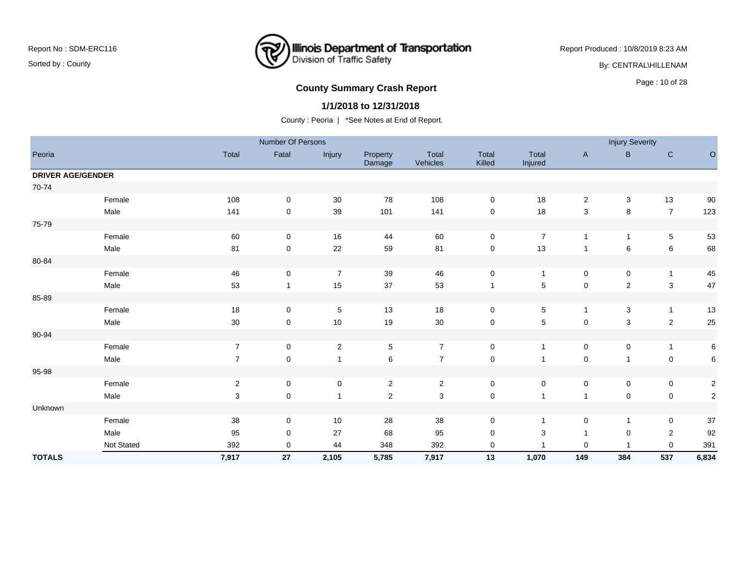Report No : SDM-ERC116

Sorted by : County

Illinois Department of Transportation
Division of Traffic Safety

Report Produced : 10/8/2019 8:23 AM

By: CENTRAL\HILLENAM

## County Summary Crash Report

### 1/1/2018 to 12/31/2018

County : Peoria | *See Notes at End of Report.

| | | Number Of Persons | | | | | | | Injury Severity | | | |
|---|---|---|---|---|---|---|---|---|---|---|---|---|
| Peoria | | Total | Fatal | Injury | Property Damage | Total Vehicles | Total Killed | Total Injured | A | B | C | O |
| **DRIVER AGE/GENDER** | | | | | | | | | | | | |
| 70-74 | | | | | | | | | | | | |
| | Female | 108 | 0 | 30 | 78 | 108 | 0 | 18 | 2 | 3 | 13 | 90 |
| | Male | 141 | 0 | 39 | 101 | 141 | 0 | 18 | 3 | 8 | 7 | 123 |
| 75-79 | | | | | | | | | | | | |
| | Female | 60 | 0 | 16 | 44 | 60 | 0 | 7 | 1 | 1 | 5 | 53 |
| | Male | 81 | 0 | 22 | 59 | 81 | 0 | 13 | 1 | 6 | 6 | 68 |
| 80-84 | | | | | | | | | | | | |
| | Female | 46 | 0 | 7 | 39 | 46 | 0 | 1 | 0 | 0 | 1 | 45 |
| | Male | 53 | 1 | 15 | 37 | 53 | 1 | 5 | 0 | 2 | 3 | 47 |
| 85-89 | | | | | | | | | | | | |
| | Female | 18 | 0 | 5 | 13 | 18 | 0 | 5 | 1 | 3 | 1 | 13 |
| | Male | 30 | 0 | 10 | 19 | 30 | 0 | 5 | 0 | 3 | 2 | 25 |
| 90-94 | | | | | | | | | | | | |
| | Female | 7 | 0 | 2 | 5 | 7 | 0 | 1 | 0 | 0 | 1 | 6 |
| | Male | 7 | 0 | 1 | 6 | 7 | 0 | 1 | 0 | 1 | 0 | 6 |
| 95-98 | | | | | | | | | | | | |
| | Female | 2 | 0 | 0 | 2 | 2 | 0 | 0 | 0 | 0 | 0 | 2 |
| | Male | 3 | 0 | 1 | 2 | 3 | 0 | 1 | 1 | 0 | 0 | 2 |
| Unknown | | | | | | | | | | | | |
| | Female | 38 | 0 | 10 | 28 | 38 | 0 | 1 | 0 | 1 | 0 | 37 |
| | Male | 95 | 0 | 27 | 68 | 95 | 0 | 3 | 1 | 0 | 2 | 92 |
| | Not Stated | 392 | 0 | 44 | 348 | 392 | 0 | 1 | 0 | 1 | 0 | 391 |
| **TOTALS** | | **7,917** | **27** | **2,105** | **5,785** | **7,917** | **13** | **1,070** | **149** | **384** | **537** | **6,834** |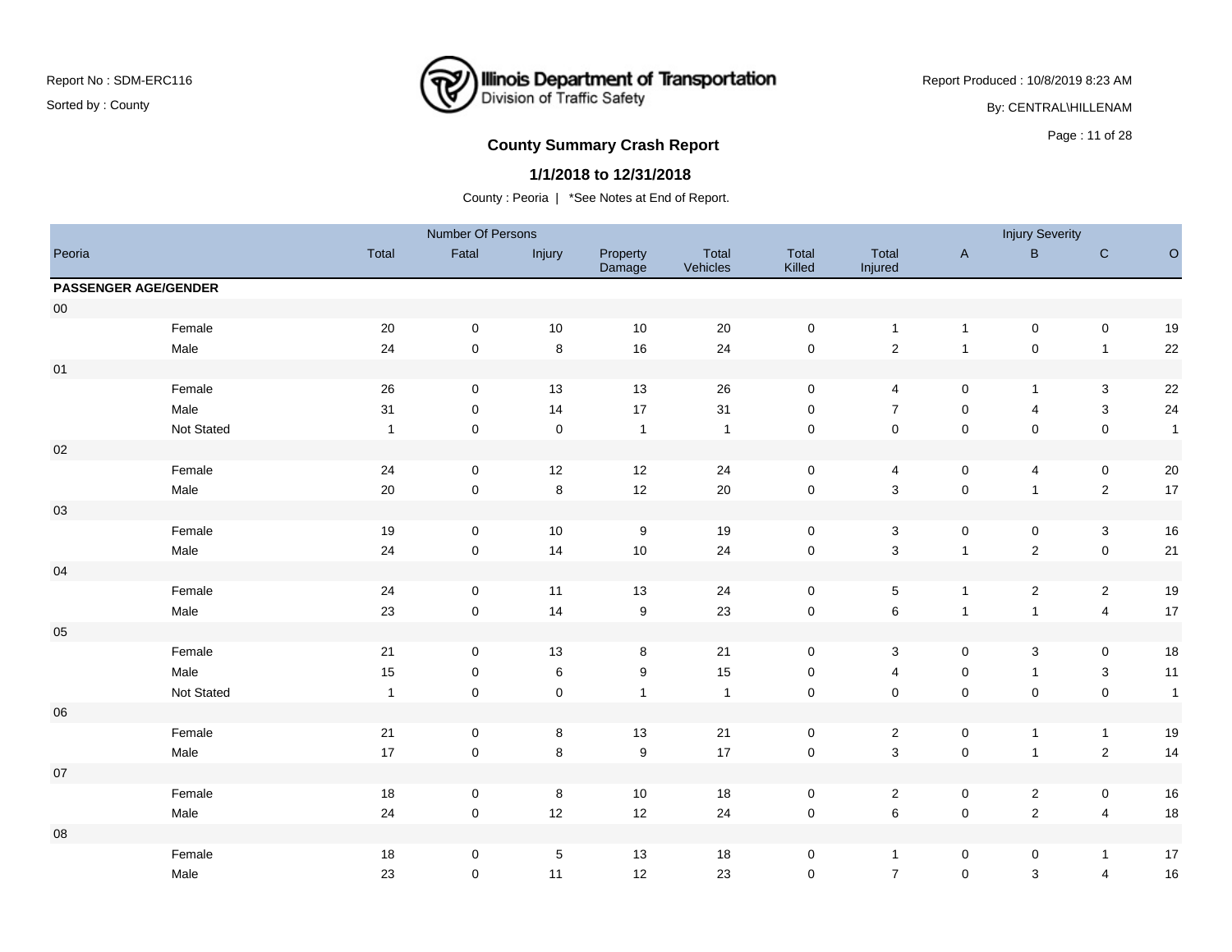Report No : SDM-ERC116

Sorted by : County

Illinois Department of Transportation
Division of Traffic Safety

Report Produced : 10/8/2019 8:23 AM

By: CENTRAL\HILLENAM

## County Summary Crash Report

### 1/1/2018 to 12/31/2018

County : Peoria | *See Notes at End of Report.

| Peoria | | Number Of Persons | | | | | | | Injury Severity | | | |
|---|---|---|---|---|---|---|---|---|---|---|---|---|
| | | Total | Fatal | Injury | Property Damage | Total Vehicles | Total Killed | Total Injured | A | B | C | O |
| **PASSENGER AGE/GENDER** | | | | | | | | | | | | |
| 00 | | | | | | | | | | | | |
| | Female | 20 | 0 | 10 | 10 | 20 | 0 | 1 | 1 | 0 | 0 | 19 |
| | Male | 24 | 0 | 8 | 16 | 24 | 0 | 2 | 1 | 0 | 1 | 22 |
| 01 | | | | | | | | | | | | |
| | Female | 26 | 0 | 13 | 13 | 26 | 0 | 4 | 0 | 1 | 3 | 22 |
| | Male | 31 | 0 | 14 | 17 | 31 | 0 | 7 | 0 | 4 | 3 | 24 |
| | Not Stated | 1 | 0 | 0 | 1 | 1 | 0 | 0 | 0 | 0 | 0 | 1 |
| 02 | | | | | | | | | | | | |
| | Female | 24 | 0 | 12 | 12 | 24 | 0 | 4 | 0 | 4 | 0 | 20 |
| | Male | 20 | 0 | 8 | 12 | 20 | 0 | 3 | 0 | 1 | 2 | 17 |
| 03 | | | | | | | | | | | | |
| | Female | 19 | 0 | 10 | 9 | 19 | 0 | 3 | 0 | 0 | 3 | 16 |
| | Male | 24 | 0 | 14 | 10 | 24 | 0 | 3 | 1 | 2 | 0 | 21 |
| 04 | | | | | | | | | | | | |
| | Female | 24 | 0 | 11 | 13 | 24 | 0 | 5 | 1 | 2 | 2 | 19 |
| | Male | 23 | 0 | 14 | 9 | 23 | 0 | 6 | 1 | 1 | 4 | 17 |
| 05 | | | | | | | | | | | | |
| | Female | 21 | 0 | 13 | 8 | 21 | 0 | 3 | 0 | 3 | 0 | 18 |
| | Male | 15 | 0 | 6 | 9 | 15 | 0 | 4 | 0 | 1 | 3 | 11 |
| | Not Stated | 1 | 0 | 0 | 1 | 1 | 0 | 0 | 0 | 0 | 0 | 1 |
| 06 | | | | | | | | | | | | |
| | Female | 21 | 0 | 8 | 13 | 21 | 0 | 2 | 0 | 1 | 1 | 19 |
| | Male | 17 | 0 | 8 | 9 | 17 | 0 | 3 | 0 | 1 | 2 | 14 |
| 07 | | | | | | | | | | | | |
| | Female | 18 | 0 | 8 | 10 | 18 | 0 | 2 | 0 | 2 | 0 | 16 |
| | Male | 24 | 0 | 12 | 12 | 24 | 0 | 6 | 0 | 2 | 4 | 18 |
| 08 | | | | | | | | | | | | |
| | Female | 18 | 0 | 5 | 13 | 18 | 0 | 1 | 0 | 0 | 1 | 17 |
| | Male | 23 | 0 | 11 | 12 | 23 | 0 | 7 | 0 | 3 | 4 | 16 |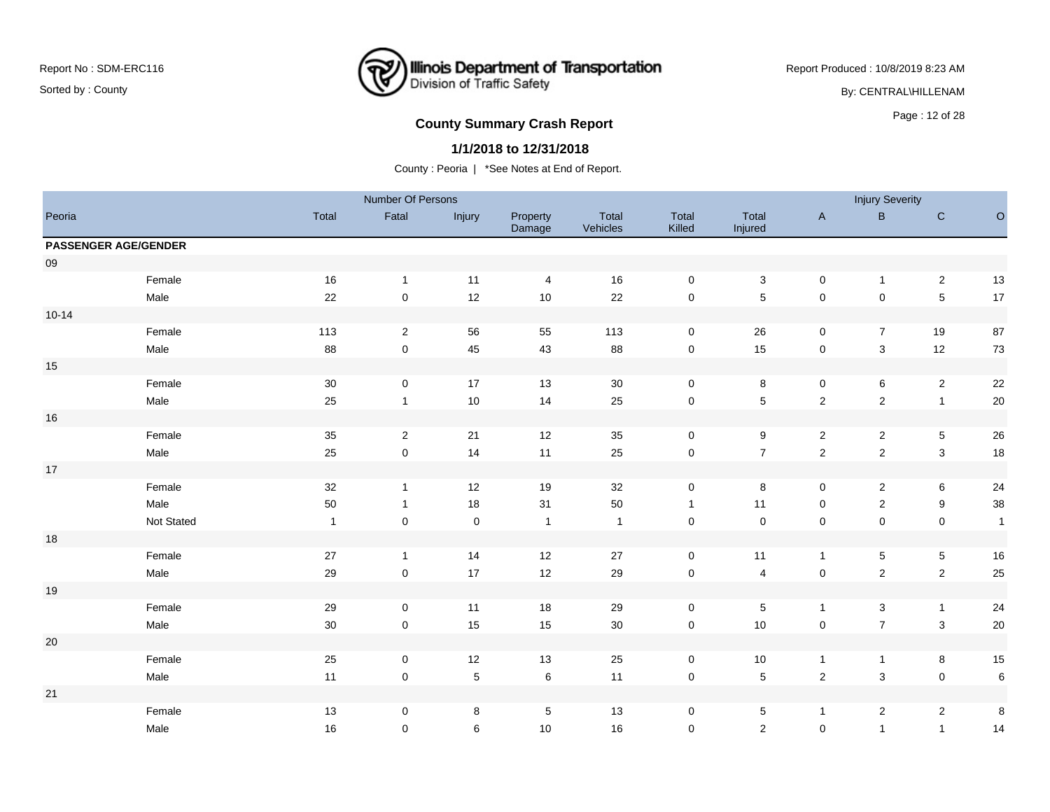**County Summary Crash Report**

**1/1/2018 to 12/31/2018**

County : Peoria | *See Notes at End of Report.

Report No : SDM-ERC116

Sorted by : County

Report Produced : 10/8/2019 8:23 AM

By: CENTRAL\HILLENAM

| | | Number Of Persons | | | | | | | Injury Severity | | | |
|---|---|---|---|---|---|---|---|---|---|---|---|---|
| Peoria | | Total | Fatal | Injury | Property Damage | Total Vehicles | Total Killed | Total Injured | A | B | C | O |
| **PASSENGER AGE/GENDER** | | | | | | | | | | | | |
| 09 | | | | | | | | | | | | |
| | Female | 16 | 1 | 11 | 4 | 16 | 0 | 3 | 0 | 1 | 2 | 13 |
| | Male | 22 | 0 | 12 | 10 | 22 | 0 | 5 | 0 | 0 | 5 | 17 |
| 10-14 | | | | | | | | | | | | |
| | Female | 113 | 2 | 56 | 55 | 113 | 0 | 26 | 0 | 7 | 19 | 87 |
| | Male | 88 | 0 | 45 | 43 | 88 | 0 | 15 | 0 | 3 | 12 | 73 |
| 15 | | | | | | | | | | | | |
| | Female | 30 | 0 | 17 | 13 | 30 | 0 | 8 | 0 | 6 | 2 | 22 |
| | Male | 25 | 1 | 10 | 14 | 25 | 0 | 5 | 2 | 2 | 1 | 20 |
| 16 | | | | | | | | | | | | |
| | Female | 35 | 2 | 21 | 12 | 35 | 0 | 9 | 2 | 2 | 5 | 26 |
| | Male | 25 | 0 | 14 | 11 | 25 | 0 | 7 | 2 | 2 | 3 | 18 |
| 17 | | | | | | | | | | | | |
| | Female | 32 | 1 | 12 | 19 | 32 | 0 | 8 | 0 | 2 | 6 | 24 |
| | Male | 50 | 1 | 18 | 31 | 50 | 1 | 11 | 0 | 2 | 9 | 38 |
| | Not Stated | 1 | 0 | 0 | 1 | 1 | 0 | 0 | 0 | 0 | 0 | 1 |
| 18 | | | | | | | | | | | | |
| | Female | 27 | 1 | 14 | 12 | 27 | 0 | 11 | 1 | 5 | 5 | 16 |
| | Male | 29 | 0 | 17 | 12 | 29 | 0 | 4 | 0 | 2 | 2 | 25 |
| 19 | | | | | | | | | | | | |
| | Female | 29 | 0 | 11 | 18 | 29 | 0 | 5 | 1 | 3 | 1 | 24 |
| | Male | 30 | 0 | 15 | 15 | 30 | 0 | 10 | 0 | 7 | 3 | 20 |
| 20 | | | | | | | | | | | | |
| | Female | 25 | 0 | 12 | 13 | 25 | 0 | 10 | 1 | 1 | 8 | 15 |
| | Male | 11 | 0 | 5 | 6 | 11 | 0 | 5 | 2 | 3 | 0 | 6 |
| 21 | | | | | | | | | | | | |
| | Female | 13 | 0 | 8 | 5 | 13 | 0 | 5 | 1 | 2 | 2 | 8 |
| | Male | 16 | 0 | 6 | 10 | 16 | 0 | 2 | 0 | 1 | 1 | 14 |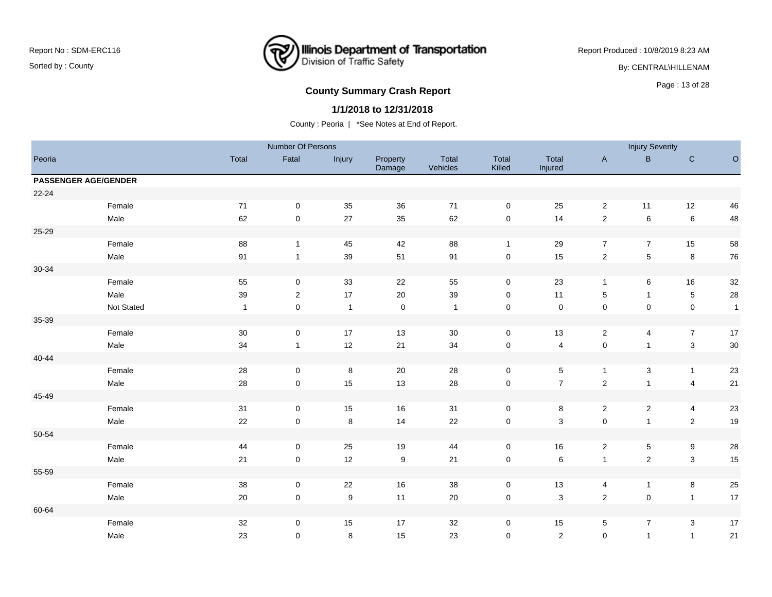Report No : SDM-ERC116

Sorted by : County

Illinois Department of Transportation
Division of Traffic Safety

Report Produced : 10/8/2019 8:23 AM

By: CENTRAL\HILLENAM

## County Summary Crash Report

**1/1/2018 to 12/31/2018**

County : Peoria | *See Notes at End of Report.

| Peoria | | Number Of Persons | | | | | | | Injury Severity | | | |
|---|---|---|---|---|---|---|---|---|---|---|---|---|
| | | Total | Fatal | Injury | Property Damage | Total Vehicles | Total Killed | Total Injured | A | B | C | O |
| **PASSENGER AGE/GENDER** | | | | | | | | | | | | |
| 22-24 | | | | | | | | | | | | |
| | Female | 71 | 0 | 35 | 36 | 71 | 0 | 25 | 2 | 11 | 12 | 46 |
| | Male | 62 | 0 | 27 | 35 | 62 | 0 | 14 | 2 | 6 | 6 | 48 |
| 25-29 | | | | | | | | | | | | |
| | Female | 88 | 1 | 45 | 42 | 88 | 1 | 29 | 7 | 7 | 15 | 58 |
| | Male | 91 | 1 | 39 | 51 | 91 | 0 | 15 | 2 | 5 | 8 | 76 |
| 30-34 | | | | | | | | | | | | |
| | Female | 55 | 0 | 33 | 22 | 55 | 0 | 23 | 1 | 6 | 16 | 32 |
| | Male | 39 | 2 | 17 | 20 | 39 | 0 | 11 | 5 | 1 | 5 | 28 |
| | Not Stated | 1 | 0 | 1 | 0 | 1 | 0 | 0 | 0 | 0 | 0 | 1 |
| 35-39 | | | | | | | | | | | | |
| | Female | 30 | 0 | 17 | 13 | 30 | 0 | 13 | 2 | 4 | 7 | 17 |
| | Male | 34 | 1 | 12 | 21 | 34 | 0 | 4 | 0 | 1 | 3 | 30 |
| 40-44 | | | | | | | | | | | | |
| | Female | 28 | 0 | 8 | 20 | 28 | 0 | 5 | 1 | 3 | 1 | 23 |
| | Male | 28 | 0 | 15 | 13 | 28 | 0 | 7 | 2 | 1 | 4 | 21 |
| 45-49 | | | | | | | | | | | | |
| | Female | 31 | 0 | 15 | 16 | 31 | 0 | 8 | 2 | 2 | 4 | 23 |
| | Male | 22 | 0 | 8 | 14 | 22 | 0 | 3 | 0 | 1 | 2 | 19 |
| 50-54 | | | | | | | | | | | | |
| | Female | 44 | 0 | 25 | 19 | 44 | 0 | 16 | 2 | 5 | 9 | 28 |
| | Male | 21 | 0 | 12 | 9 | 21 | 0 | 6 | 1 | 2 | 3 | 15 |
| 55-59 | | | | | | | | | | | | |
| | Female | 38 | 0 | 22 | 16 | 38 | 0 | 13 | 4 | 1 | 8 | 25 |
| | Male | 20 | 0 | 9 | 11 | 20 | 0 | 3 | 2 | 0 | 1 | 17 |
| 60-64 | | | | | | | | | | | | |
| | Female | 32 | 0 | 15 | 17 | 32 | 0 | 15 | 5 | 7 | 3 | 17 |
| | Male | 23 | 0 | 8 | 15 | 23 | 0 | 2 | 0 | 1 | 1 | 21 |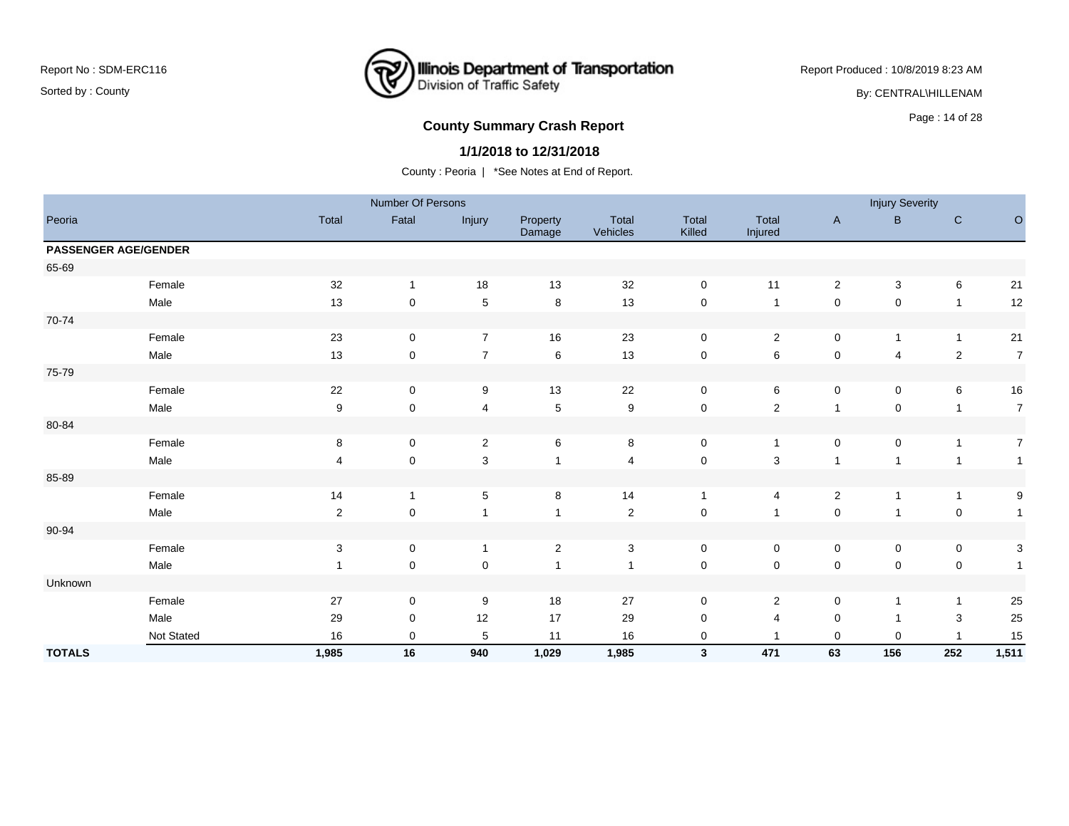Report No : SDM-ERC116

Sorted by : County

Illinois Department of Transportation
Division of Traffic Safety

Report Produced : 10/8/2019 8:23 AM

By: CENTRAL\HILLENAM

## County Summary Crash Report

### 1/1/2018 to 12/31/2018

County : Peoria | *See Notes at End of Report.

| Peoria | | Number Of Persons | | | | | | | Injury Severity | | | |
|---|---|---|---|---|---|---|---|---|---|---|---|---|
| | | Total | Fatal | Injury | Property Damage | Total Vehicles | Total Killed | Total Injured | A | B | C | O |
| **PASSENGER AGE/GENDER** | | | | | | | | | | | | |
| 65-69 | | | | | | | | | | | | |
| | Female | 32 | 1 | 18 | 13 | 32 | 0 | 11 | 2 | 3 | 6 | 21 |
| | Male | 13 | 0 | 5 | 8 | 13 | 0 | 1 | 0 | 0 | 1 | 12 |
| 70-74 | | | | | | | | | | | | |
| | Female | 23 | 0 | 7 | 16 | 23 | 0 | 2 | 0 | 1 | 1 | 21 |
| | Male | 13 | 0 | 7 | 6 | 13 | 0 | 6 | 0 | 4 | 2 | 7 |
| 75-79 | | | | | | | | | | | | |
| | Female | 22 | 0 | 9 | 13 | 22 | 0 | 6 | 0 | 0 | 6 | 16 |
| | Male | 9 | 0 | 4 | 5 | 9 | 0 | 2 | 1 | 0 | 1 | 7 |
| 80-84 | | | | | | | | | | | | |
| | Female | 8 | 0 | 2 | 6 | 8 | 0 | 1 | 0 | 0 | 1 | 7 |
| | Male | 4 | 0 | 3 | 1 | 4 | 0 | 3 | 1 | 1 | 1 | 1 |
| 85-89 | | | | | | | | | | | | |
| | Female | 14 | 1 | 5 | 8 | 14 | 1 | 4 | 2 | 1 | 1 | 9 |
| | Male | 2 | 0 | 1 | 1 | 2 | 0 | 1 | 0 | 1 | 0 | 1 |
| 90-94 | | | | | | | | | | | | |
| | Female | 3 | 0 | 1 | 2 | 3 | 0 | 0 | 0 | 0 | 0 | 3 |
| | Male | 1 | 0 | 0 | 1 | 1 | 0 | 0 | 0 | 0 | 0 | 1 |
| Unknown | | | | | | | | | | | | |
| | Female | 27 | 0 | 9 | 18 | 27 | 0 | 2 | 0 | 1 | 1 | 25 |
| | Male | 29 | 0 | 12 | 17 | 29 | 0 | 4 | 0 | 1 | 3 | 25 |
| | Not Stated | 16 | 0 | 5 | 11 | 16 | 0 | 1 | 0 | 0 | 1 | 15 |
| **TOTALS** | | **1,985** | **16** | **940** | **1,029** | **1,985** | **3** | **471** | **63** | **156** | **252** | **1,511** |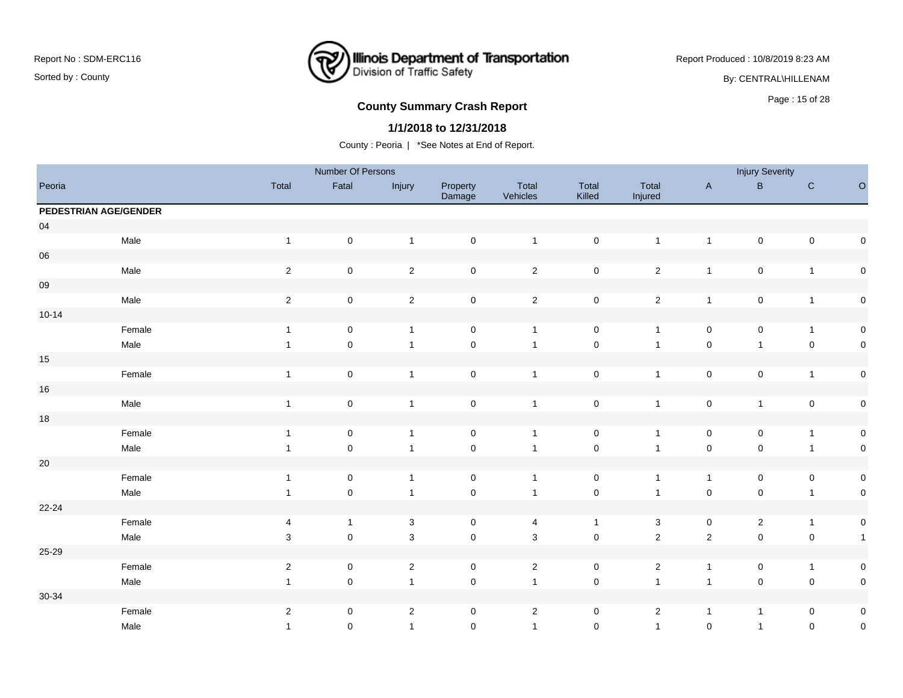# County Summary Crash Report

**1/1/2018 to 12/31/2018**

County : Peoria | *See Notes at End of Report.

Report No : SDM-ERC116

Sorted by : County

Report Produced : 10/8/2019 8:23 AM

By: CENTRAL\HILLENAM

| | | Number Of Persons | | | | | | | Injury Severity | | | |
|---|---|---|---|---|---|---|---|---|---|---|---|---|
| Peoria | | Total | Fatal | Injury | Property Damage | Total Vehicles | Total Killed | Total Injured | A | B | C | O |
| **PEDESTRIAN AGE/GENDER** | | | | | | | | | | | | |
| 04 | | | | | | | | | | | | |
| | Male | 1 | 0 | 1 | 0 | 1 | 0 | 1 | 1 | 0 | 0 | 0 |
| 06 | | | | | | | | | | | | |
| | Male | 2 | 0 | 2 | 0 | 2 | 0 | 2 | 1 | 0 | 1 | 0 |
| 09 | | | | | | | | | | | | |
| | Male | 2 | 0 | 2 | 0 | 2 | 0 | 2 | 1 | 0 | 1 | 0 |
| 10-14 | | | | | | | | | | | | |
| | Female | 1 | 0 | 1 | 0 | 1 | 0 | 1 | 0 | 0 | 1 | 0 |
| | Male | 1 | 0 | 1 | 0 | 1 | 0 | 1 | 0 | 1 | 0 | 0 |
| 15 | | | | | | | | | | | | |
| | Female | 1 | 0 | 1 | 0 | 1 | 0 | 1 | 0 | 0 | 1 | 0 |
| 16 | | | | | | | | | | | | |
| | Male | 1 | 0 | 1 | 0 | 1 | 0 | 1 | 0 | 1 | 0 | 0 |
| 18 | | | | | | | | | | | | |
| | Female | 1 | 0 | 1 | 0 | 1 | 0 | 1 | 0 | 0 | 1 | 0 |
| | Male | 1 | 0 | 1 | 0 | 1 | 0 | 1 | 0 | 0 | 1 | 0 |
| 20 | | | | | | | | | | | | |
| | Female | 1 | 0 | 1 | 0 | 1 | 0 | 1 | 1 | 0 | 0 | 0 |
| | Male | 1 | 0 | 1 | 0 | 1 | 0 | 1 | 0 | 0 | 1 | 0 |
| 22-24 | | | | | | | | | | | | |
| | Female | 4 | 1 | 3 | 0 | 4 | 1 | 3 | 0 | 2 | 1 | 0 |
| | Male | 3 | 0 | 3 | 0 | 3 | 0 | 2 | 2 | 0 | 0 | 1 |
| 25-29 | | | | | | | | | | | | |
| | Female | 2 | 0 | 2 | 0 | 2 | 0 | 2 | 1 | 0 | 1 | 0 |
| | Male | 1 | 0 | 1 | 0 | 1 | 0 | 1 | 1 | 0 | 0 | 0 |
| 30-34 | | | | | | | | | | | | |
| | Female | 2 | 0 | 2 | 0 | 2 | 0 | 2 | 1 | 1 | 0 | 0 |
| | Male | 1 | 0 | 1 | 0 | 1 | 0 | 1 | 0 | 1 | 0 | 0 |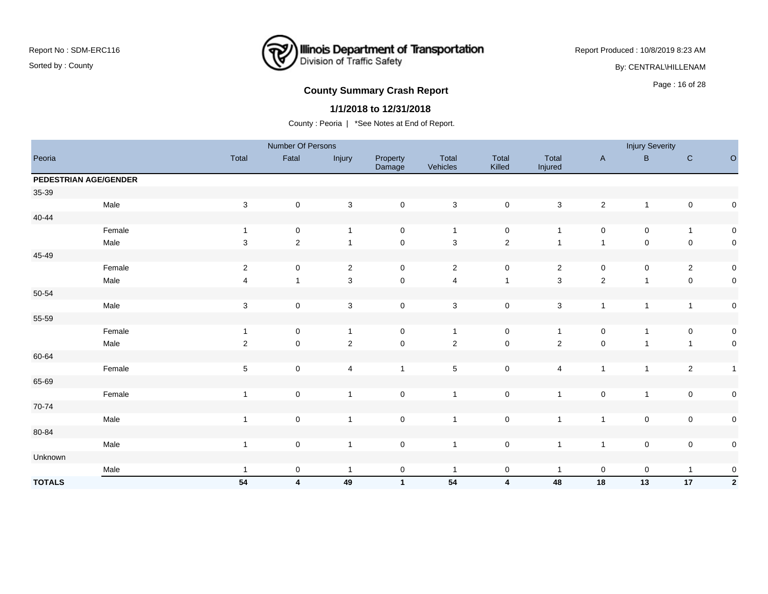Report No : SDM-ERC116

Sorted by : County

**Illinois Department of Transportation**
Division of Traffic Safety

Report Produced : 10/8/2019 8:23 AM

By: CENTRAL\HILLENAM

## County Summary Crash Report

### 1/1/2018 to 12/31/2018

County : Peoria | *See Notes at End of Report.

| | | Number Of Persons | | | | | | | Injury Severity | | | |
|---|---|---|---|---|---|---|---|---|---|---|---|---|
| Peoria | | Total | Fatal | Injury | Property Damage | Total Vehicles | Total Killed | Total Injured | A | B | C | O |
| **PEDESTRIAN AGE/GENDER** | | | | | | | | | | | | |
| 35-39 | | | | | | | | | | | | |
| | Male | 3 | 0 | 3 | 0 | 3 | 0 | 3 | 2 | 1 | 0 | 0 |
| 40-44 | | | | | | | | | | | | |
| | Female | 1 | 0 | 1 | 0 | 1 | 0 | 1 | 0 | 0 | 1 | 0 |
| | Male | 3 | 2 | 1 | 0 | 3 | 2 | 1 | 1 | 0 | 0 | 0 |
| 45-49 | | | | | | | | | | | | |
| | Female | 2 | 0 | 2 | 0 | 2 | 0 | 2 | 0 | 0 | 2 | 0 |
| | Male | 4 | 1 | 3 | 0 | 4 | 1 | 3 | 2 | 1 | 0 | 0 |
| 50-54 | | | | | | | | | | | | |
| | Male | 3 | 0 | 3 | 0 | 3 | 0 | 3 | 1 | 1 | 1 | 0 |
| 55-59 | | | | | | | | | | | | |
| | Female | 1 | 0 | 1 | 0 | 1 | 0 | 1 | 0 | 1 | 0 | 0 |
| | Male | 2 | 0 | 2 | 0 | 2 | 0 | 2 | 0 | 1 | 1 | 0 |
| 60-64 | | | | | | | | | | | | |
| | Female | 5 | 0 | 4 | 1 | 5 | 0 | 4 | 1 | 1 | 2 | 1 |
| 65-69 | | | | | | | | | | | | |
| | Female | 1 | 0 | 1 | 0 | 1 | 0 | 1 | 0 | 1 | 0 | 0 |
| 70-74 | | | | | | | | | | | | |
| | Male | 1 | 0 | 1 | 0 | 1 | 0 | 1 | 1 | 0 | 0 | 0 |
| 80-84 | | | | | | | | | | | | |
| | Male | 1 | 0 | 1 | 0 | 1 | 0 | 1 | 1 | 0 | 0 | 0 |
| Unknown | | | | | | | | | | | | |
| | Male | 1 | 0 | 1 | 0 | 1 | 0 | 1 | 0 | 0 | 1 | 0 |
| **TOTALS** | | **54** | **4** | **49** | **1** | **54** | **4** | **48** | **18** | **13** | **17** | **2** |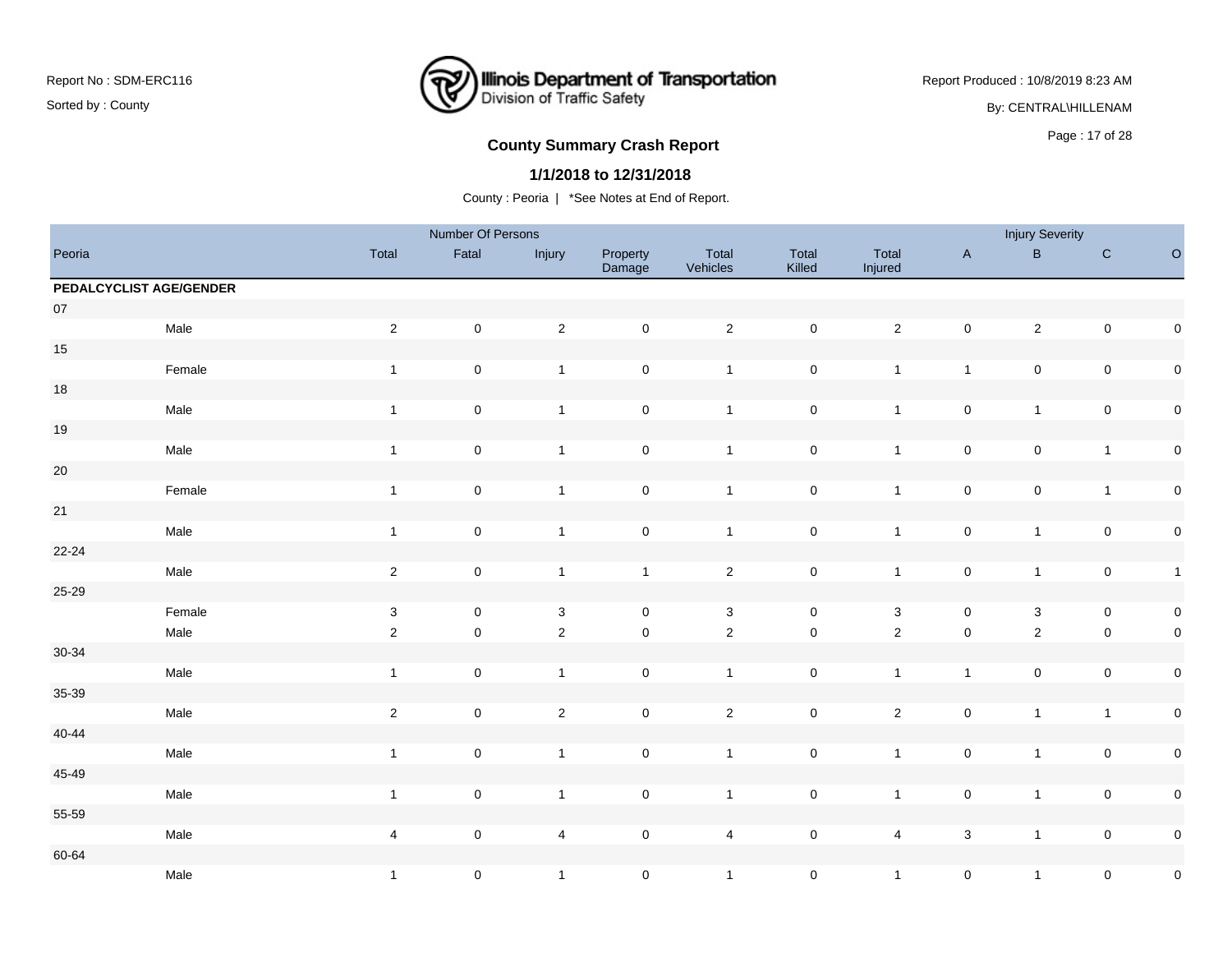Report No : SDM-ERC116

Sorted by : County

Report Produced : 10/8/2019 8:23 AM

By: CENTRAL\HILLENAM

# County Summary Crash Report

## 1/1/2018 to 12/31/2018

County : Peoria | *See Notes at End of Report.

| Peoria | | Number Of Persons | | | | | | | Injury Severity | | | |
|---|---|---|---|---|---|---|---|---|---|---|---|---|
| | | Total | Fatal | Injury | Property Damage | Total Vehicles | Total Killed | Total Injured | A | B | C | O |
| **PEDALCYCLIST AGE/GENDER** | | | | | | | | | | | | |
| 07 | | | | | | | | | | | | |
| | Male | 2 | 0 | 2 | 0 | 2 | 0 | 2 | 0 | 2 | 0 | 0 |
| 15 | | | | | | | | | | | | |
| | Female | 1 | 0 | 1 | 0 | 1 | 0 | 1 | 1 | 0 | 0 | 0 |
| 18 | | | | | | | | | | | | |
| | Male | 1 | 0 | 1 | 0 | 1 | 0 | 1 | 0 | 1 | 0 | 0 |
| 19 | | | | | | | | | | | | |
| | Male | 1 | 0 | 1 | 0 | 1 | 0 | 1 | 0 | 0 | 1 | 0 |
| 20 | | | | | | | | | | | | |
| | Female | 1 | 0 | 1 | 0 | 1 | 0 | 1 | 0 | 0 | 1 | 0 |
| 21 | | | | | | | | | | | | |
| | Male | 1 | 0 | 1 | 0 | 1 | 0 | 1 | 0 | 1 | 0 | 0 |
| 22-24 | | | | | | | | | | | | |
| | Male | 2 | 0 | 1 | 1 | 2 | 0 | 1 | 0 | 1 | 0 | 1 |
| 25-29 | | | | | | | | | | | | |
| | Female | 3 | 0 | 3 | 0 | 3 | 0 | 3 | 0 | 3 | 0 | 0 |
| | Male | 2 | 0 | 2 | 0 | 2 | 0 | 2 | 0 | 2 | 0 | 0 |
| 30-34 | | | | | | | | | | | | |
| | Male | 1 | 0 | 1 | 0 | 1 | 0 | 1 | 1 | 0 | 0 | 0 |
| 35-39 | | | | | | | | | | | | |
| | Male | 2 | 0 | 2 | 0 | 2 | 0 | 2 | 0 | 1 | 1 | 0 |
| 40-44 | | | | | | | | | | | | |
| | Male | 1 | 0 | 1 | 0 | 1 | 0 | 1 | 0 | 1 | 0 | 0 |
| 45-49 | | | | | | | | | | | | |
| | Male | 1 | 0 | 1 | 0 | 1 | 0 | 1 | 0 | 1 | 0 | 0 |
| 55-59 | | | | | | | | | | | | |
| | Male | 4 | 0 | 4 | 0 | 4 | 0 | 4 | 3 | 1 | 0 | 0 |
| 60-64 | | | | | | | | | | | | |
| | Male | 1 | 0 | 1 | 0 | 1 | 0 | 1 | 0 | 1 | 0 | 0 |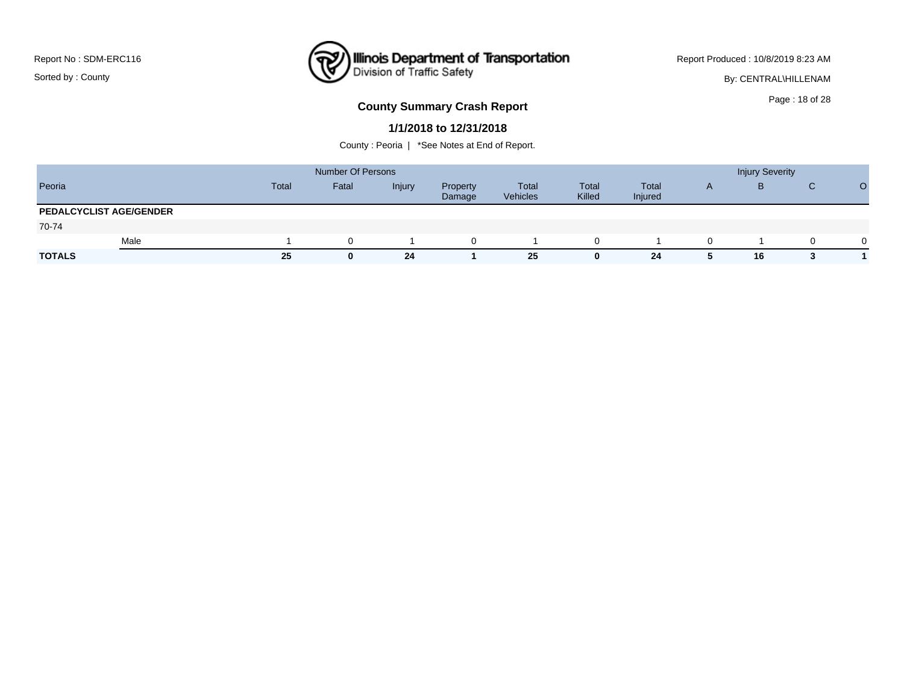Report No : SDM-ERC116

Sorted by : County

Report Produced : 10/8/2019 8:23 AM

By: CENTRAL\HILLENAM

## County Summary Crash Report

### 1/1/2018 to 12/31/2018

County : Peoria | *See Notes at End of Report.

| | | Number Of Persons | | | | | | | Injury Severity | | | |
|---|---|---|---|---|---|---|---|---|---|---|---|---|
| Peoria | | Total | Fatal | Injury | Property Damage | Total Vehicles | Total Killed | Total Injured | A | B | C | O |
| **PEDALCYCLIST AGE/GENDER** | | | | | | | | | | | | |
| 70-74 | | | | | | | | | | | | |
| | Male | 1 | 0 | 1 | 0 | 1 | 0 | 1 | 0 | 1 | 0 | 0 |
| **TOTALS** | | **25** | **0** | **24** | **1** | **25** | **0** | **24** | **5** | **16** | **3** | **1** |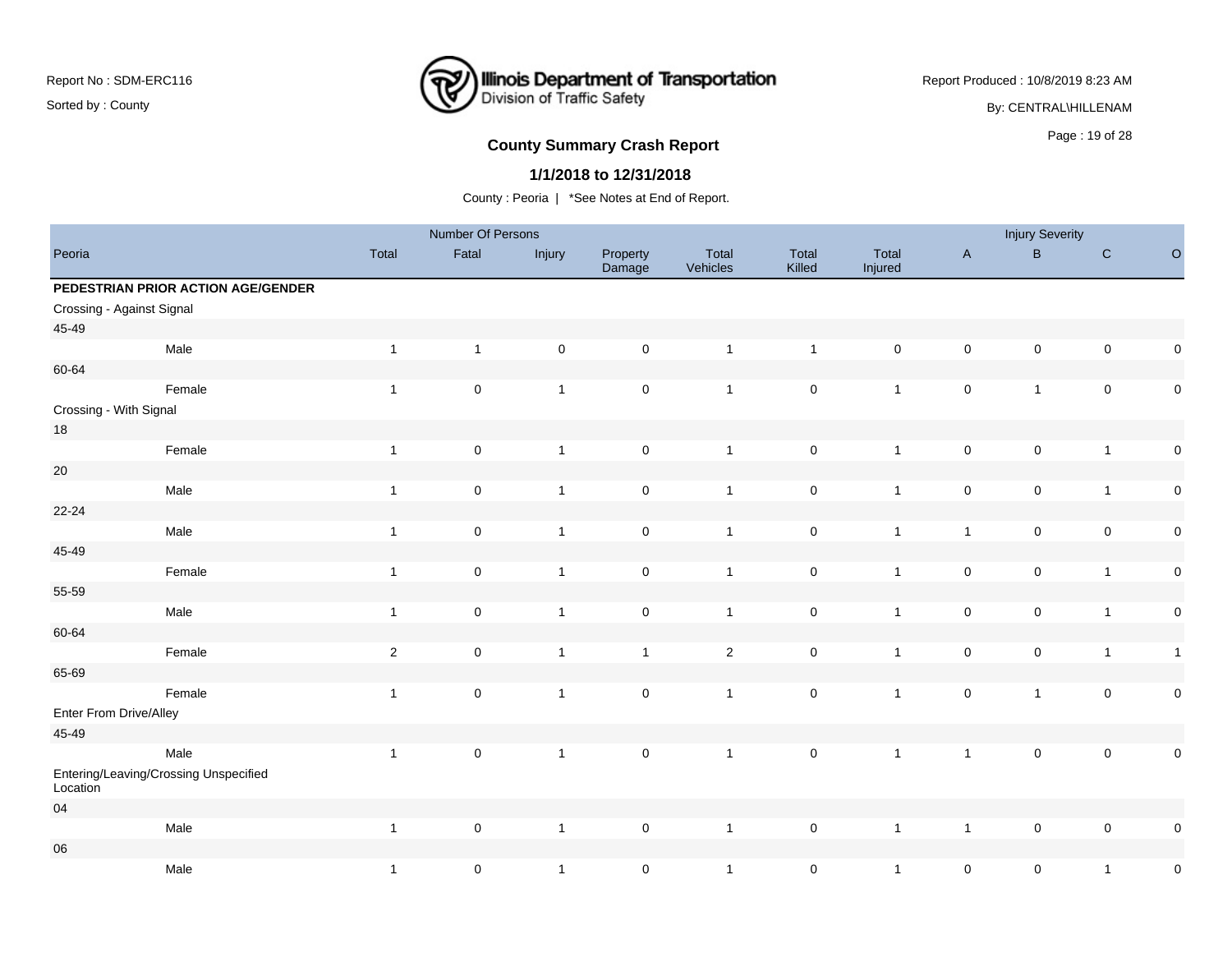Report No : SDM-ERC116

Sorted by : County

Illinois Department of Transportation
Division of Traffic Safety

Report Produced : 10/8/2019 8:23 AM

By: CENTRAL\HILLENAM

## County Summary Crash Report

### 1/1/2018 to 12/31/2018

County : Peoria | *See Notes at End of Report.

| | Number Of Persons | | | | | | | Injury Severity | | | |
|---|---|---|---|---|---|---|---|---|---|---|---|
| Peoria | Total | Fatal | Injury | Property Damage | Total Vehicles | Total Killed | Total Injured | A | B | C | O |
| **PEDESTRIAN PRIOR ACTION AGE/GENDER** | | | | | | | | | | | |
| Crossing - Against Signal | | | | | | | | | | | |
| 45-49 | | | | | | | | | | | |
| Male | 1 | 1 | 0 | 0 | 1 | 1 | 0 | 0 | 0 | 0 | 0 |
| 60-64 | | | | | | | | | | | |
| Female | 1 | 0 | 1 | 0 | 1 | 0 | 1 | 0 | 1 | 0 | 0 |
| Crossing - With Signal | | | | | | | | | | | |
| 18 | | | | | | | | | | | |
| Female | 1 | 0 | 1 | 0 | 1 | 0 | 1 | 0 | 0 | 1 | 0 |
| 20 | | | | | | | | | | | |
| Male | 1 | 0 | 1 | 0 | 1 | 0 | 1 | 0 | 0 | 1 | 0 |
| 22-24 | | | | | | | | | | | |
| Male | 1 | 0 | 1 | 0 | 1 | 0 | 1 | 1 | 0 | 0 | 0 |
| 45-49 | | | | | | | | | | | |
| Female | 1 | 0 | 1 | 0 | 1 | 0 | 1 | 0 | 0 | 1 | 0 |
| 55-59 | | | | | | | | | | | |
| Male | 1 | 0 | 1 | 0 | 1 | 0 | 1 | 0 | 0 | 1 | 0 |
| 60-64 | | | | | | | | | | | |
| Female | 2 | 0 | 1 | 1 | 2 | 0 | 1 | 0 | 0 | 1 | 1 |
| 65-69 | | | | | | | | | | | |
| Female | 1 | 0 | 1 | 0 | 1 | 0 | 1 | 0 | 1 | 0 | 0 |
| Enter From Drive/Alley | | | | | | | | | | | |
| 45-49 | | | | | | | | | | | |
| Male | 1 | 0 | 1 | 0 | 1 | 0 | 1 | 1 | 0 | 0 | 0 |
| Entering/Leaving/Crossing Unspecified Location | | | | | | | | | | | |
| 04 | | | | | | | | | | | |
| Male | 1 | 0 | 1 | 0 | 1 | 0 | 1 | 1 | 0 | 0 | 0 |
| 06 | | | | | | | | | | | |
| Male | 1 | 0 | 1 | 0 | 1 | 0 | 1 | 0 | 0 | 1 | 0 |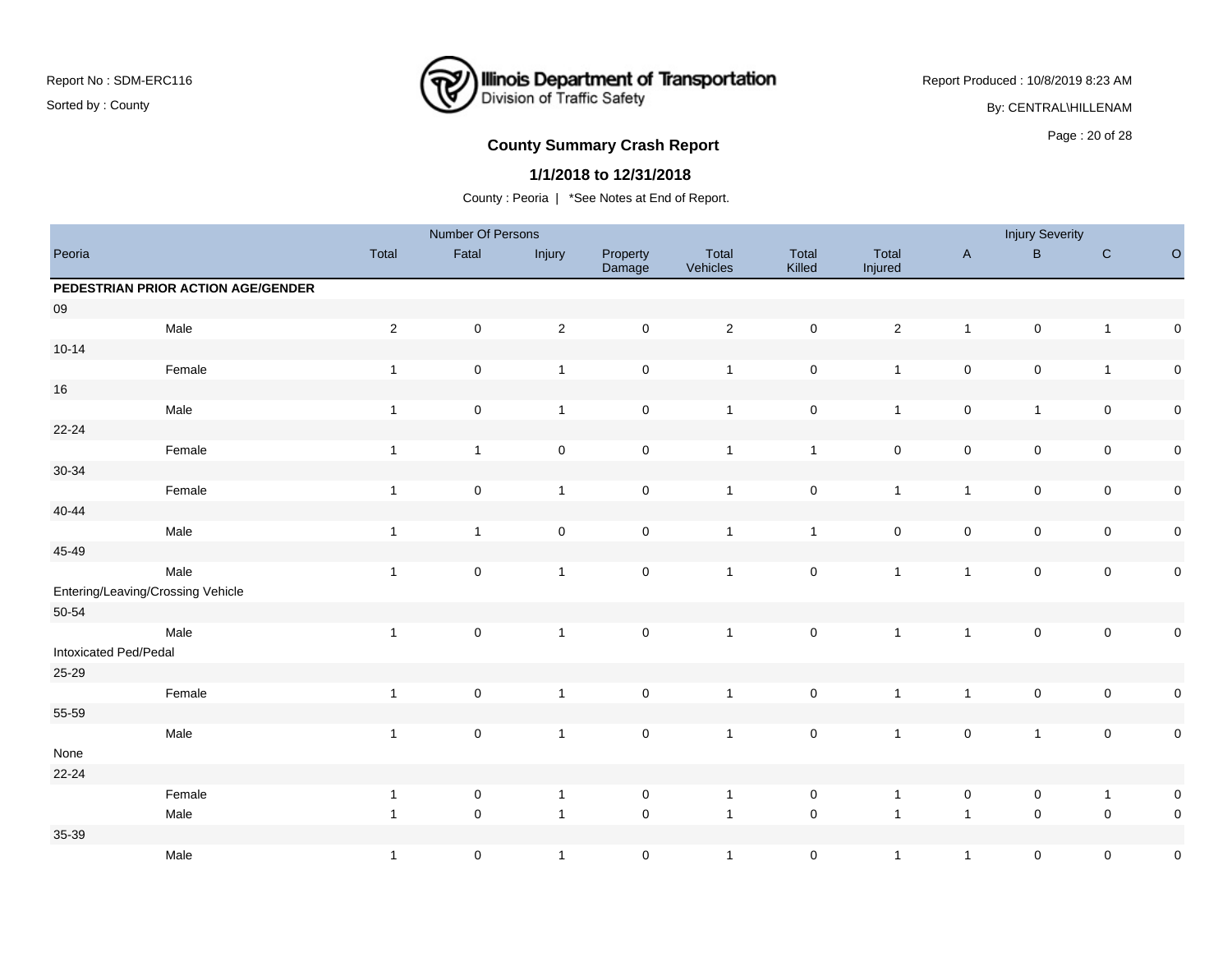Report No : SDM-ERC116

Sorted by : County

Illinois Department of Transportation
Division of Traffic Safety

Report Produced : 10/8/2019 8:23 AM

By: CENTRAL\HILLENAM

## County Summary Crash Report

### 1/1/2018 to 12/31/2018

County : Peoria | *See Notes at End of Report.

| Peoria | | Number Of Persons | | | | | | | Injury Severity | | | |
|---|---|---|---|---|---|---|---|---|---|---|---|---|
| | Total | Fatal | Injury | Property Damage | Total Vehicles | Total Killed | Total Injured | A | B | C | O |
| **PEDESTRIAN PRIOR ACTION AGE/GENDER** | | | | | | | | | | | |
| 09 | | | | | | | | | | | |
| Male | 2 | 0 | 2 | 0 | 2 | 0 | 2 | 1 | 0 | 1 | 0 |
| 10-14 | | | | | | | | | | | |
| Female | 1 | 0 | 1 | 0 | 1 | 0 | 1 | 0 | 0 | 1 | 0 |
| 16 | | | | | | | | | | | |
| Male | 1 | 0 | 1 | 0 | 1 | 0 | 1 | 0 | 1 | 0 | 0 |
| 22-24 | | | | | | | | | | | |
| Female | 1 | 1 | 0 | 0 | 1 | 1 | 0 | 0 | 0 | 0 | 0 |
| 30-34 | | | | | | | | | | | |
| Female | 1 | 0 | 1 | 0 | 1 | 0 | 1 | 1 | 0 | 0 | 0 |
| 40-44 | | | | | | | | | | | |
| Male | 1 | 1 | 0 | 0 | 1 | 1 | 0 | 0 | 0 | 0 | 0 |
| 45-49 | | | | | | | | | | | |
| Male | 1 | 0 | 1 | 0 | 1 | 0 | 1 | 1 | 0 | 0 | 0 |
| Entering/Leaving/Crossing Vehicle | | | | | | | | | | | |
| 50-54 | | | | | | | | | | | |
| Male | 1 | 0 | 1 | 0 | 1 | 0 | 1 | 1 | 0 | 0 | 0 |
| Intoxicated Ped/Pedal | | | | | | | | | | | |
| 25-29 | | | | | | | | | | | |
| Female | 1 | 0 | 1 | 0 | 1 | 0 | 1 | 1 | 0 | 0 | 0 |
| 55-59 | | | | | | | | | | | |
| Male | 1 | 0 | 1 | 0 | 1 | 0 | 1 | 0 | 1 | 0 | 0 |
| None | | | | | | | | | | | |
| 22-24 | | | | | | | | | | | |
| Female | 1 | 0 | 1 | 0 | 1 | 0 | 1 | 0 | 0 | 1 | 0 |
| Male | 1 | 0 | 1 | 0 | 1 | 0 | 1 | 1 | 0 | 0 | 0 |
| 35-39 | | | | | | | | | | | |
| Male | 1 | 0 | 1 | 0 | 1 | 0 | 1 | 1 | 0 | 0 | 0 |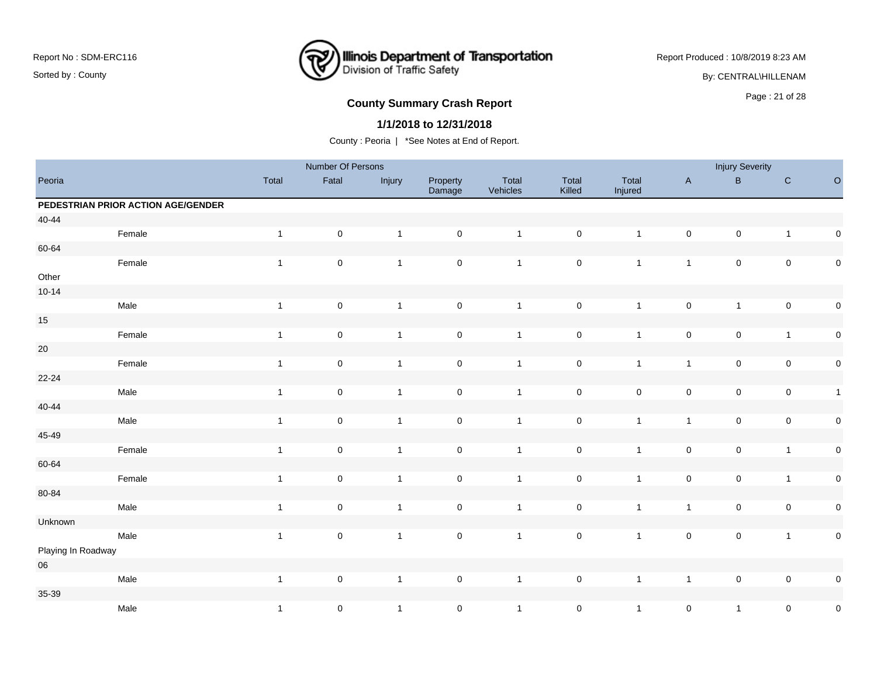Report No : SDM-ERC116

Sorted by : County

Illinois Department of Transportation
Division of Traffic Safety

Report Produced : 10/8/2019 8:23 AM

By: CENTRAL\HILLENAM

## County Summary Crash Report

### 1/1/2018 to 12/31/2018

County : Peoria | *See Notes at End of Report.

| Peoria | | Number Of Persons | | | | | | | Injury Severity | | | |
|---|---|---|---|---|---|---|---|---|---|---|---|---|
| | Total | Fatal | Injury | Property Damage | Total Vehicles | Total Killed | Total Injured | A | B | C | O |
| **PEDESTRIAN PRIOR ACTION AGE/GENDER** | | | | | | | | | | | |
| 40-44 | | | | | | | | | | | |
| Female | 1 | 0 | 1 | 0 | 1 | 0 | 1 | 0 | 0 | 1 | 0 |
| 60-64 | | | | | | | | | | | |
| Female | 1 | 0 | 1 | 0 | 1 | 0 | 1 | 1 | 0 | 0 | 0 |
| Other | | | | | | | | | | | |
| 10-14 | | | | | | | | | | | |
| Male | 1 | 0 | 1 | 0 | 1 | 0 | 1 | 0 | 1 | 0 | 0 |
| 15 | | | | | | | | | | | |
| Female | 1 | 0 | 1 | 0 | 1 | 0 | 1 | 0 | 0 | 1 | 0 |
| 20 | | | | | | | | | | | |
| Female | 1 | 0 | 1 | 0 | 1 | 0 | 1 | 1 | 0 | 0 | 0 |
| 22-24 | | | | | | | | | | | |
| Male | 1 | 0 | 1 | 0 | 1 | 0 | 0 | 0 | 0 | 0 | 1 |
| 40-44 | | | | | | | | | | | |
| Male | 1 | 0 | 1 | 0 | 1 | 0 | 1 | 1 | 0 | 0 | 0 |
| 45-49 | | | | | | | | | | | |
| Female | 1 | 0 | 1 | 0 | 1 | 0 | 1 | 0 | 0 | 1 | 0 |
| 60-64 | | | | | | | | | | | |
| Female | 1 | 0 | 1 | 0 | 1 | 0 | 1 | 0 | 0 | 1 | 0 |
| 80-84 | | | | | | | | | | | |
| Male | 1 | 0 | 1 | 0 | 1 | 0 | 1 | 1 | 0 | 0 | 0 |
| Unknown | | | | | | | | | | | |
| Male | 1 | 0 | 1 | 0 | 1 | 0 | 1 | 0 | 0 | 1 | 0 |
| Playing In Roadway | | | | | | | | | | | |
| 06 | | | | | | | | | | | |
| Male | 1 | 0 | 1 | 0 | 1 | 0 | 1 | 1 | 0 | 0 | 0 |
| 35-39 | | | | | | | | | | | |
| Male | 1 | 0 | 1 | 0 | 1 | 0 | 1 | 0 | 1 | 0 | 0 |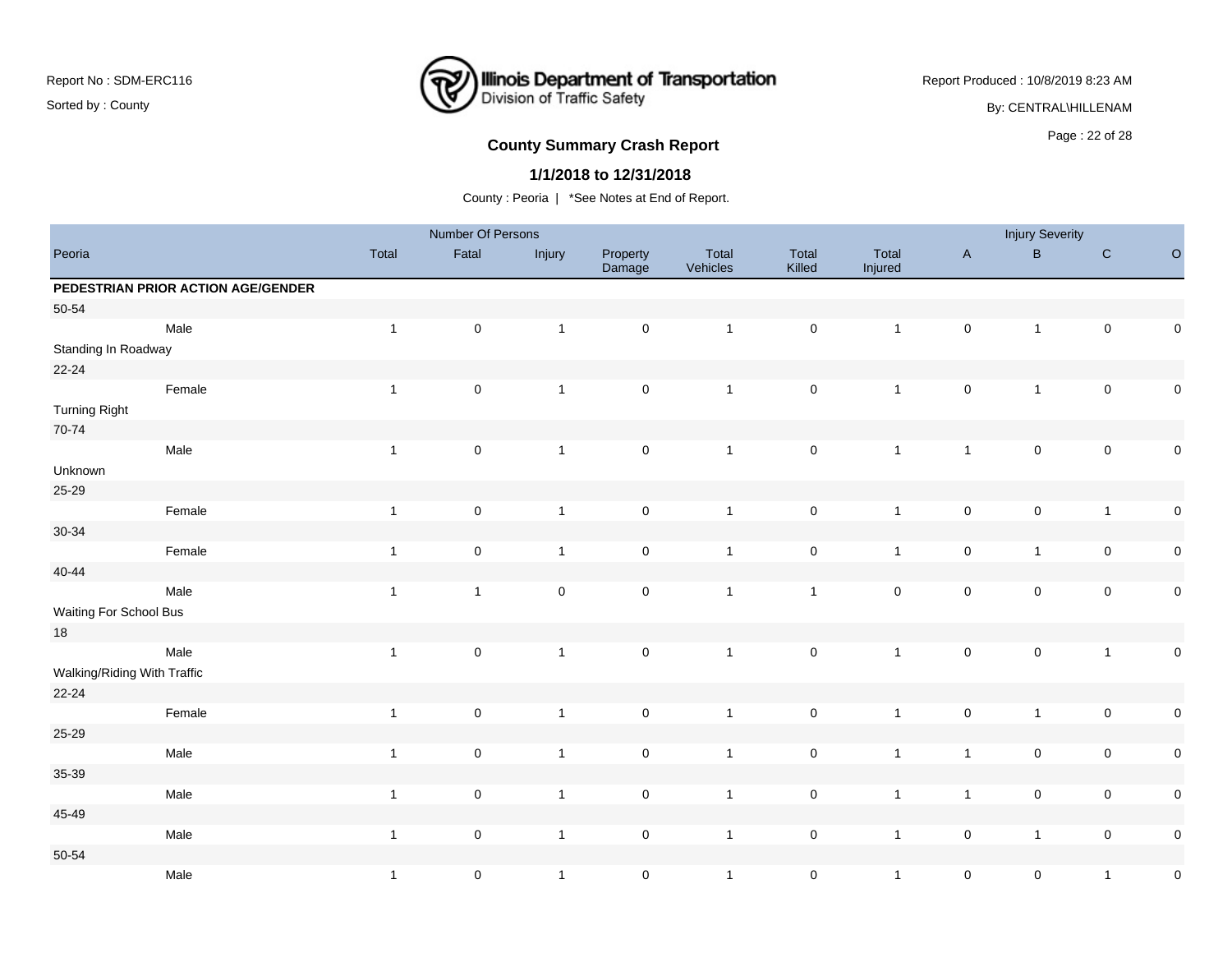# County Summary Crash Report

**1/1/2018 to 12/31/2018**

County : Peoria | *See Notes at End of Report.

| Peoria | Number Of Persons Total | Fatal | Injury | Property Damage | Total Vehicles | Total Killed | Total Injured | Injury Severity A | B | C | O |
|---|---|---|---|---|---|---|---|---|---|---|---|
| **PEDESTRIAN PRIOR ACTION AGE/GENDER** | | | | | | | | | | | |
| 50-54 | | | | | | | | | | | |
| Male | 1 | 0 | 1 | 0 | 1 | 0 | 1 | 0 | 1 | 0 | 0 |
| Standing In Roadway | | | | | | | | | | | |
| 22-24 | | | | | | | | | | | |
| Female | 1 | 0 | 1 | 0 | 1 | 0 | 1 | 0 | 1 | 0 | 0 |
| Turning Right | | | | | | | | | | | |
| 70-74 | | | | | | | | | | | |
| Male | 1 | 0 | 1 | 0 | 1 | 0 | 1 | 1 | 0 | 0 | 0 |
| Unknown | | | | | | | | | | | |
| 25-29 | | | | | | | | | | | |
| Female | 1 | 0 | 1 | 0 | 1 | 0 | 1 | 0 | 0 | 1 | 0 |
| 30-34 | | | | | | | | | | | |
| Female | 1 | 0 | 1 | 0 | 1 | 0 | 1 | 0 | 1 | 0 | 0 |
| 40-44 | | | | | | | | | | | |
| Male | 1 | 1 | 0 | 0 | 1 | 1 | 0 | 0 | 0 | 0 | 0 |
| Waiting For School Bus | | | | | | | | | | | |
| 18 | | | | | | | | | | | |
| Male | 1 | 0 | 1 | 0 | 1 | 0 | 1 | 0 | 0 | 1 | 0 |
| Walking/Riding With Traffic | | | | | | | | | | | |
| 22-24 | | | | | | | | | | | |
| Female | 1 | 0 | 1 | 0 | 1 | 0 | 1 | 0 | 1 | 0 | 0 |
| 25-29 | | | | | | | | | | | |
| Male | 1 | 0 | 1 | 0 | 1 | 0 | 1 | 1 | 0 | 0 | 0 |
| 35-39 | | | | | | | | | | | |
| Male | 1 | 0 | 1 | 0 | 1 | 0 | 1 | 1 | 0 | 0 | 0 |
| 45-49 | | | | | | | | | | | |
| Male | 1 | 0 | 1 | 0 | 1 | 0 | 1 | 0 | 1 | 0 | 0 |
| 50-54 | | | | | | | | | | | |
| Male | 1 | 0 | 1 | 0 | 1 | 0 | 1 | 0 | 0 | 1 | 0 |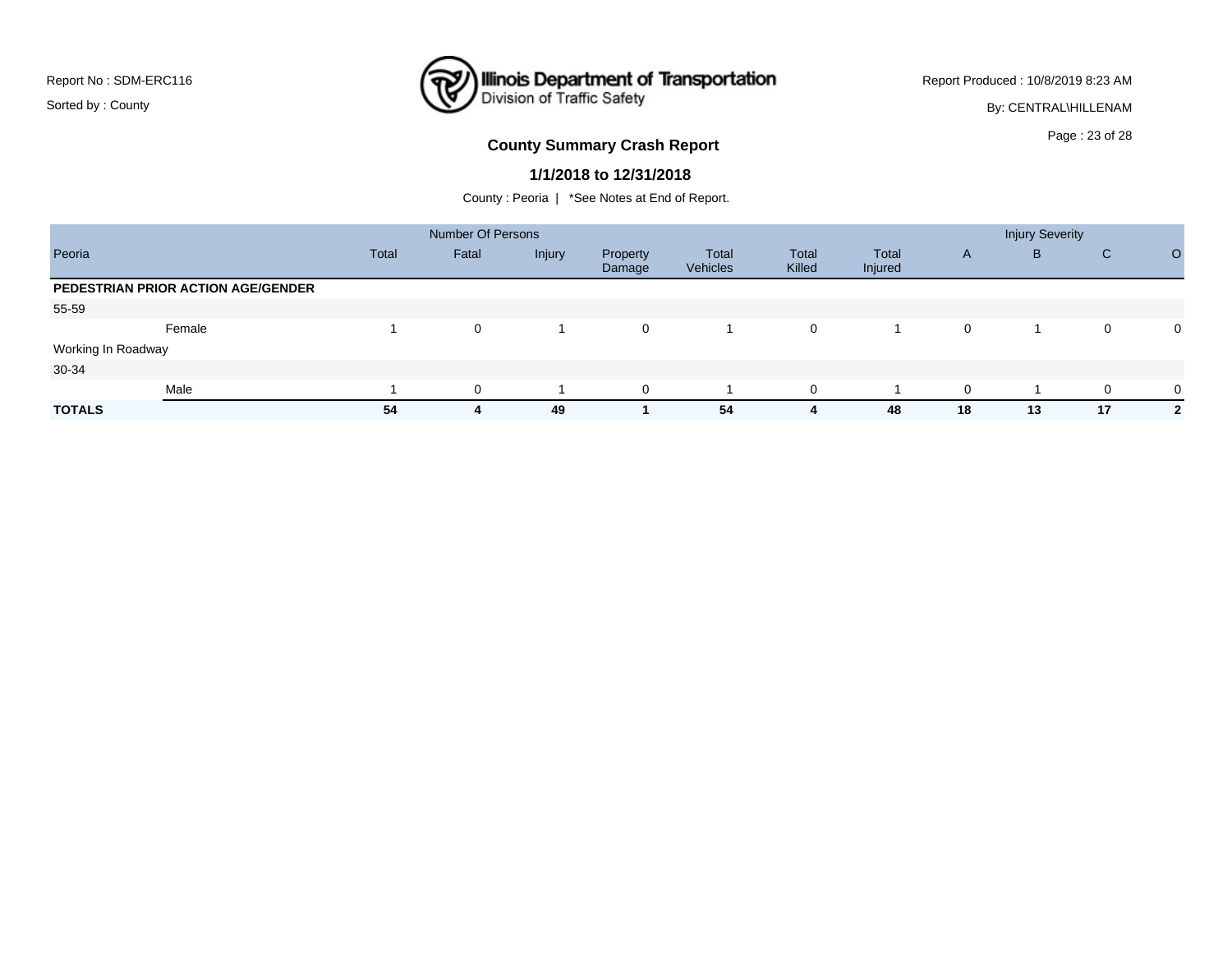Report No : SDM-ERC116

Sorted by : County

Illinois Department of Transportation
Division of Traffic Safety

Report Produced : 10/8/2019 8:23 AM

By: CENTRAL\HILLENAM

## County Summary Crash Report

### 1/1/2018 to 12/31/2018

County : Peoria | *See Notes at End of Report.

| | Number Of Persons | | | | | | | Injury Severity | | | |
|---|---|---|---|---|---|---|---|---|---|---|---|
| Peoria | Total | Fatal | Injury | Property Damage | Total Vehicles | Total Killed | Total Injured | A | B | C | O |
| **PEDESTRIAN PRIOR ACTION AGE/GENDER** | | | | | | | | | | | |
| 55-59 | | | | | | | | | | | |
| Female | 1 | 0 | 1 | 0 | 1 | 0 | 1 | 0 | 1 | 0 | 0 |
| Working In Roadway | | | | | | | | | | | |
| 30-34 | | | | | | | | | | | |
| Male | 1 | 0 | 1 | 0 | 1 | 0 | 1 | 0 | 1 | 0 | 0 |
| **TOTALS** | **54** | **4** | **49** | **1** | **54** | **4** | **48** | **18** | **13** | **17** | **2** |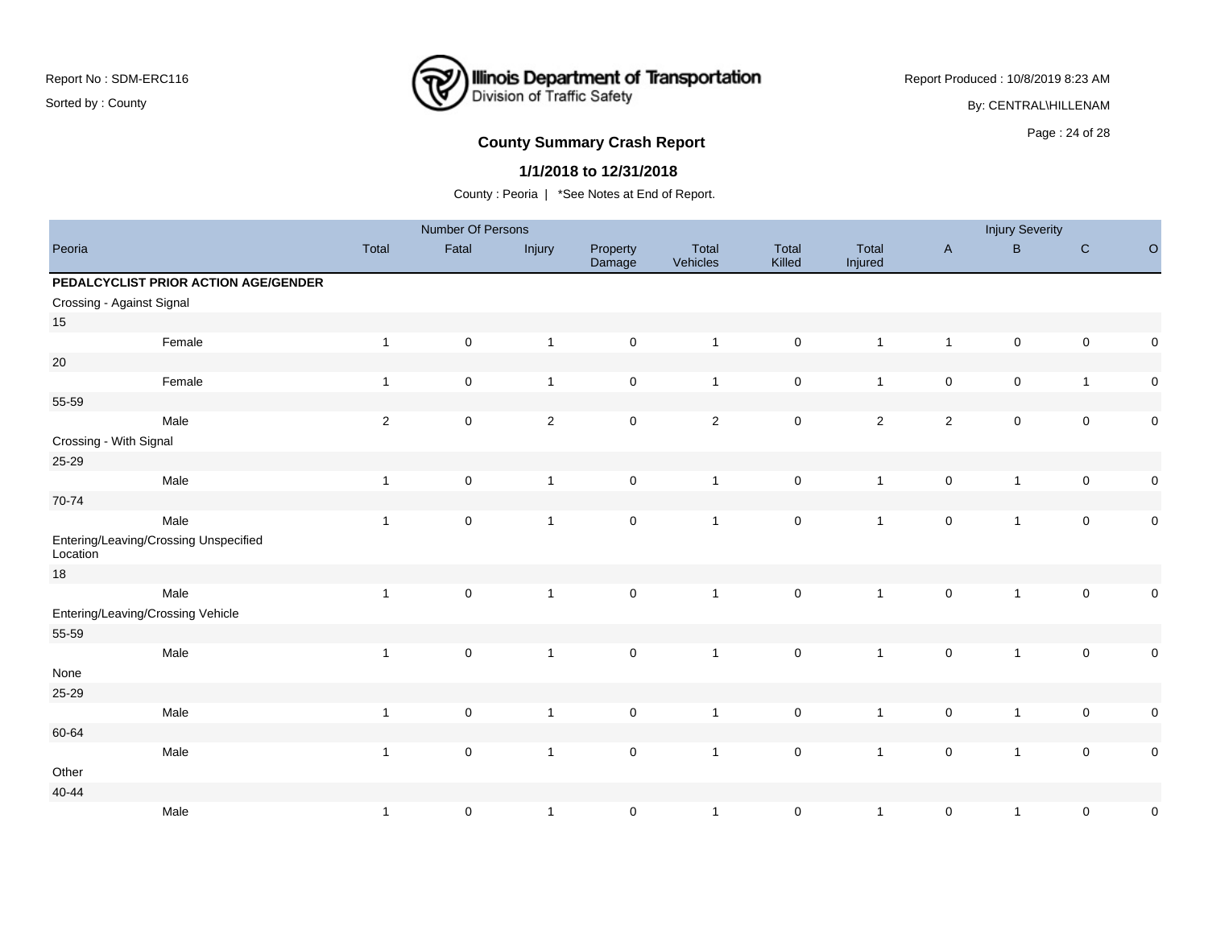## County Summary Crash Report

### 1/1/2018 to 12/31/2018

County : Peoria | *See Notes at End of Report.

| Peoria | Number Of Persons | | | | | | | Injury Severity | | | |
|---|---|---|---|---|---|---|---|---|---|---|---|
| | Total | Fatal | Injury | Property Damage | Total Vehicles | Total Killed | Total Injured | A | B | C | O |
| **PEDALCYCLIST PRIOR ACTION AGE/GENDER** | | | | | | | | | | | |
| Crossing - Against Signal | | | | | | | | | | | |
| 15 | | | | | | | | | | | |
| Female | 1 | 0 | 1 | 0 | 1 | 0 | 1 | 1 | 0 | 0 | 0 |
| 20 | | | | | | | | | | | |
| Female | 1 | 0 | 1 | 0 | 1 | 0 | 1 | 0 | 0 | 1 | 0 |
| 55-59 | | | | | | | | | | | |
| Male | 2 | 0 | 2 | 0 | 2 | 0 | 2 | 2 | 0 | 0 | 0 |
| Crossing - With Signal | | | | | | | | | | | |
| 25-29 | | | | | | | | | | | |
| Male | 1 | 0 | 1 | 0 | 1 | 0 | 1 | 0 | 1 | 0 | 0 |
| 70-74 | | | | | | | | | | | |
| Male | 1 | 0 | 1 | 0 | 1 | 0 | 1 | 0 | 1 | 0 | 0 |
| Entering/Leaving/Crossing Unspecified Location | | | | | | | | | | | |
| 18 | | | | | | | | | | | |
| Male | 1 | 0 | 1 | 0 | 1 | 0 | 1 | 0 | 1 | 0 | 0 |
| Entering/Leaving/Crossing Vehicle | | | | | | | | | | | |
| 55-59 | | | | | | | | | | | |
| Male | 1 | 0 | 1 | 0 | 1 | 0 | 1 | 0 | 1 | 0 | 0 |
| None | | | | | | | | | | | |
| 25-29 | | | | | | | | | | | |
| Male | 1 | 0 | 1 | 0 | 1 | 0 | 1 | 0 | 1 | 0 | 0 |
| 60-64 | | | | | | | | | | | |
| Male | 1 | 0 | 1 | 0 | 1 | 0 | 1 | 0 | 1 | 0 | 0 |
| Other | | | | | | | | | | | |
| 40-44 | | | | | | | | | | | |
| Male | 1 | 0 | 1 | 0 | 1 | 0 | 1 | 0 | 1 | 0 | 0 |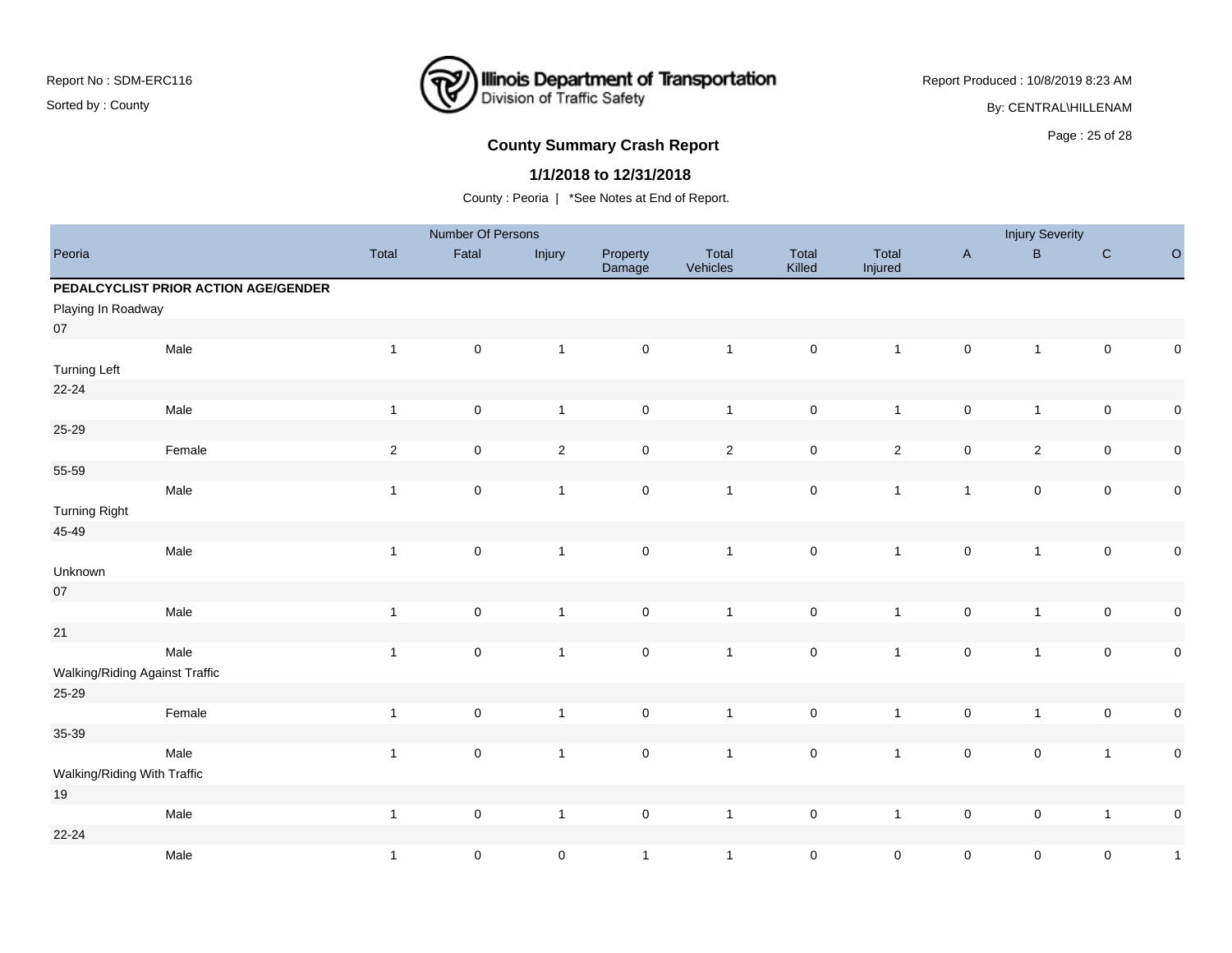## County Summary Crash Report

### 1/1/2018 to 12/31/2018

County : Peoria | *See Notes at End of Report.

| | | Number Of Persons | | | | | | | Injury Severity | | | |
|---|---|---|---|---|---|---|---|---|---|---|---|---|
| Peoria | | Total | Fatal | Injury | Property Damage | Total Vehicles | Total Killed | Total Injured | A | B | C | O |
| **PEDALCYCLIST PRIOR ACTION AGE/GENDER** | | | | | | | | | | | | |
| Playing In Roadway | | | | | | | | | | | | |
| 07 | | | | | | | | | | | | |
| | Male | 1 | 0 | 1 | 0 | 1 | 0 | 1 | 0 | 1 | 0 | 0 |
| Turning Left | | | | | | | | | | | | |
| 22-24 | | | | | | | | | | | | |
| | Male | 1 | 0 | 1 | 0 | 1 | 0 | 1 | 0 | 1 | 0 | 0 |
| 25-29 | | | | | | | | | | | | |
| | Female | 2 | 0 | 2 | 0 | 2 | 0 | 2 | 0 | 2 | 0 | 0 |
| 55-59 | | | | | | | | | | | | |
| | Male | 1 | 0 | 1 | 0 | 1 | 0 | 1 | 1 | 0 | 0 | 0 |
| Turning Right | | | | | | | | | | | | |
| 45-49 | | | | | | | | | | | | |
| | Male | 1 | 0 | 1 | 0 | 1 | 0 | 1 | 0 | 1 | 0 | 0 |
| Unknown | | | | | | | | | | | | |
| 07 | | | | | | | | | | | | |
| | Male | 1 | 0 | 1 | 0 | 1 | 0 | 1 | 0 | 1 | 0 | 0 |
| 21 | | | | | | | | | | | | |
| | Male | 1 | 0 | 1 | 0 | 1 | 0 | 1 | 0 | 1 | 0 | 0 |
| Walking/Riding Against Traffic | | | | | | | | | | | | |
| 25-29 | | | | | | | | | | | | |
| | Female | 1 | 0 | 1 | 0 | 1 | 0 | 1 | 0 | 1 | 0 | 0 |
| 35-39 | | | | | | | | | | | | |
| | Male | 1 | 0 | 1 | 0 | 1 | 0 | 1 | 0 | 0 | 1 | 0 |
| Walking/Riding With Traffic | | | | | | | | | | | | |
| 19 | | | | | | | | | | | | |
| | Male | 1 | 0 | 1 | 0 | 1 | 0 | 1 | 0 | 0 | 1 | 0 |
| 22-24 | | | | | | | | | | | | |
| | Male | 1 | 0 | 0 | 1 | 1 | 0 | 0 | 0 | 0 | 0 | 1 |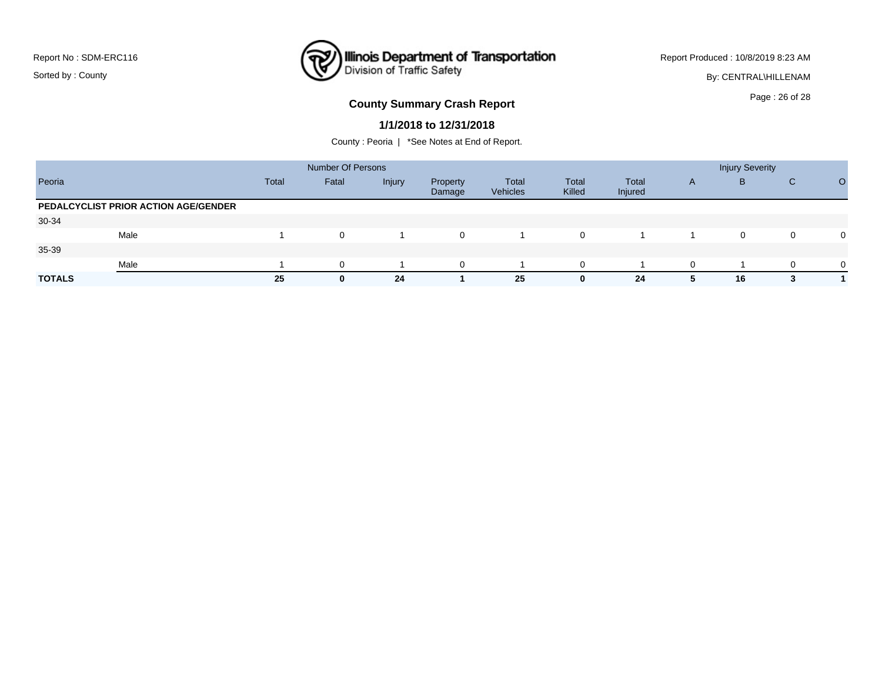Report No : SDM-ERC116

Sorted by : County

Illinois Department of Transportation
Division of Traffic Safety

Report Produced : 10/8/2019 8:23 AM

By: CENTRAL\HILLENAM

## County Summary Crash Report

### 1/1/2018 to 12/31/2018

County : Peoria | *See Notes at End of Report.

| | | Number Of Persons | | | | | | | Injury Severity | | | |
|---|---|---|---|---|---|---|---|---|---|---|---|---|
| Peoria | | Total | Fatal | Injury | Property Damage | Total Vehicles | Total Killed | Total Injured | A | B | C | O |
| **PEDALCYCLIST PRIOR ACTION AGE/GENDER** | | | | | | | | | | | | |
| 30-34 | | | | | | | | | | | | |
| | Male | 1 | 0 | 1 | 0 | 1 | 0 | 1 | 1 | 0 | 0 | 0 |
| 35-39 | | | | | | | | | | | | |
| | Male | 1 | 0 | 1 | 0 | 1 | 0 | 1 | 0 | 1 | 0 | 0 |
| **TOTALS** | | **25** | **0** | **24** | **1** | **25** | **0** | **24** | **5** | **16** | **3** | **1** |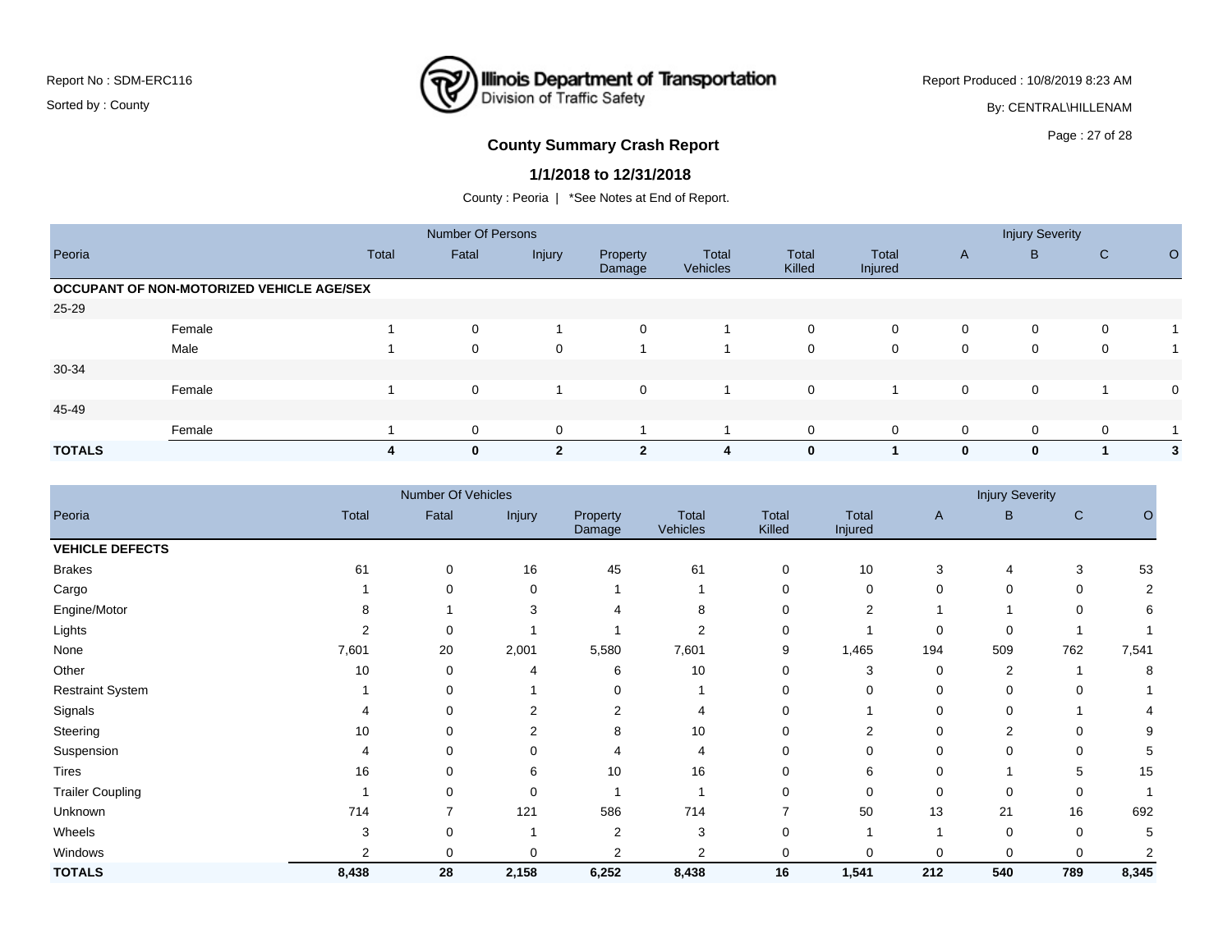Report No : SDM-ERC116

Sorted by : County

Illinois Department of Transportation
Division of Traffic Safety

Report Produced : 10/8/2019 8:23 AM

By: CENTRAL\HILLENAM

## County Summary Crash Report

### 1/1/2018 to 12/31/2018

County : Peoria | *See Notes at End of Report.

| Peoria | | Number Of Persons | | | | | | | Injury Severity | | | |
|---|---|---|---|---|---|---|---|---|---|---|---|---|
| | | Total | Fatal | Injury | Property Damage | Total Vehicles | Total Killed | Total Injured | A | B | C | O |
| **OCCUPANT OF NON-MOTORIZED VEHICLE AGE/SEX** | | | | | | | | | | | | |
| 25-29 | | | | | | | | | | | | |
| | Female | 1 | 0 | 1 | 0 | 1 | 0 | 0 | 0 | 0 | 0 | 1 |
| | Male | 1 | 0 | 0 | 1 | 1 | 0 | 0 | 0 | 0 | 0 | 1 |
| 30-34 | | | | | | | | | | | | |
| | Female | 1 | 0 | 1 | 0 | 1 | 0 | 1 | 0 | 0 | 1 | 0 |
| 45-49 | | | | | | | | | | | | |
| | Female | 1 | 0 | 0 | 1 | 1 | 0 | 0 | 0 | 0 | 0 | 1 |
| **TOTALS** | | **4** | **0** | **2** | **2** | **4** | **0** | **1** | **0** | **0** | **1** | **3** |

| Peoria | Number Of Vehicles | | | | | | | Injury Severity | | | |
|---|---|---|---|---|---|---|---|---|---|---|---|
| | Total | Fatal | Injury | Property Damage | Total Vehicles | Total Killed | Total Injured | A | B | C | O |
| **VEHICLE DEFECTS** | | | | | | | | | | | |
| Brakes | 61 | 0 | 16 | 45 | 61 | 0 | 10 | 3 | 4 | 3 | 53 |
| Cargo | 1 | 0 | 0 | 1 | 1 | 0 | 0 | 0 | 0 | 0 | 2 |
| Engine/Motor | 8 | 1 | 3 | 4 | 8 | 0 | 2 | 1 | 1 | 0 | 6 |
| Lights | 2 | 0 | 1 | 1 | 2 | 0 | 1 | 0 | 0 | 1 | 1 |
| None | 7,601 | 20 | 2,001 | 5,580 | 7,601 | 9 | 1,465 | 194 | 509 | 762 | 7,541 |
| Other | 10 | 0 | 4 | 6 | 10 | 0 | 3 | 0 | 2 | 1 | 8 |
| Restraint System | 1 | 0 | 1 | 0 | 1 | 0 | 0 | 0 | 0 | 0 | 1 |
| Signals | 4 | 0 | 2 | 2 | 4 | 0 | 1 | 0 | 0 | 1 | 4 |
| Steering | 10 | 0 | 2 | 8 | 10 | 0 | 2 | 0 | 2 | 0 | 9 |
| Suspension | 4 | 0 | 0 | 4 | 4 | 0 | 0 | 0 | 0 | 0 | 5 |
| Tires | 16 | 0 | 6 | 10 | 16 | 0 | 6 | 0 | 1 | 5 | 15 |
| Trailer Coupling | 1 | 0 | 0 | 1 | 1 | 0 | 0 | 0 | 0 | 0 | 1 |
| Unknown | 714 | 7 | 121 | 586 | 714 | 7 | 50 | 13 | 21 | 16 | 692 |
| Wheels | 3 | 0 | 1 | 2 | 3 | 0 | 1 | 1 | 0 | 0 | 5 |
| Windows | 2 | 0 | 0 | 2 | 2 | 0 | 0 | 0 | 0 | 0 | 2 |
| **TOTALS** | **8,438** | **28** | **2,158** | **6,252** | **8,438** | **16** | **1,541** | **212** | **540** | **789** | **8,345** |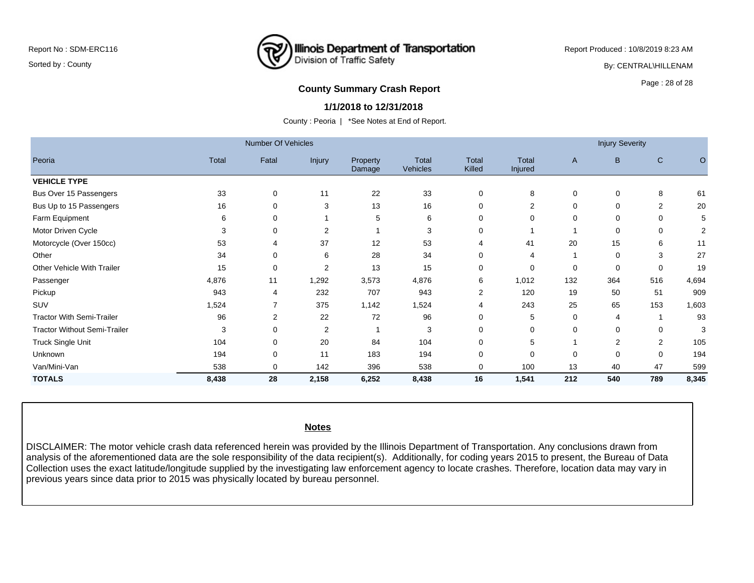Report No : SDM-ERC116

Sorted by : County

Illinois Department of Transportation
Division of Traffic Safety

Report Produced : 10/8/2019 8:23 AM

By: CENTRAL\HILLENAM

## County Summary Crash Report

### 1/1/2018 to 12/31/2018

County : Peoria | *See Notes at End of Report.

| | Number Of Vehicles | | | | | | | Injury Severity | | | |
|---|---|---|---|---|---|---|---|---|---|---|---|
| Peoria | Total | Fatal | Injury | Property Damage | Total Vehicles | Total Killed | Total Injured | A | B | C | O |
| **VEHICLE TYPE** | | | | | | | | | | | |
| Bus Over 15 Passengers | 33 | 0 | 11 | 22 | 33 | 0 | 8 | 0 | 0 | 8 | 61 |
| Bus Up to 15 Passengers | 16 | 0 | 3 | 13 | 16 | 0 | 2 | 0 | 0 | 2 | 20 |
| Farm Equipment | 6 | 0 | 1 | 5 | 6 | 0 | 0 | 0 | 0 | 0 | 5 |
| Motor Driven Cycle | 3 | 0 | 2 | 1 | 3 | 0 | 1 | 1 | 0 | 0 | 2 |
| Motorcycle (Over 150cc) | 53 | 4 | 37 | 12 | 53 | 4 | 41 | 20 | 15 | 6 | 11 |
| Other | 34 | 0 | 6 | 28 | 34 | 0 | 4 | 1 | 0 | 3 | 27 |
| Other Vehicle With Trailer | 15 | 0 | 2 | 13 | 15 | 0 | 0 | 0 | 0 | 0 | 19 |
| Passenger | 4,876 | 11 | 1,292 | 3,573 | 4,876 | 6 | 1,012 | 132 | 364 | 516 | 4,694 |
| Pickup | 943 | 4 | 232 | 707 | 943 | 2 | 120 | 19 | 50 | 51 | 909 |
| SUV | 1,524 | 7 | 375 | 1,142 | 1,524 | 4 | 243 | 25 | 65 | 153 | 1,603 |
| Tractor With Semi-Trailer | 96 | 2 | 22 | 72 | 96 | 0 | 5 | 0 | 4 | 1 | 93 |
| Tractor Without Semi-Trailer | 3 | 0 | 2 | 1 | 3 | 0 | 0 | 0 | 0 | 0 | 3 |
| Truck Single Unit | 104 | 0 | 20 | 84 | 104 | 0 | 5 | 1 | 2 | 2 | 105 |
| Unknown | 194 | 0 | 11 | 183 | 194 | 0 | 0 | 0 | 0 | 0 | 194 |
| Van/Mini-Van | 538 | 0 | 142 | 396 | 538 | 0 | 100 | 13 | 40 | 47 | 599 |
| **TOTALS** | **8,438** | **28** | **2,158** | **6,252** | **8,438** | **16** | **1,541** | **212** | **540** | **789** | **8,345** |

**Notes**

DISCLAIMER: The motor vehicle crash data referenced herein was provided by the Illinois Department of Transportation. Any conclusions drawn from analysis of the aforementioned data are the sole responsibility of the data recipient(s). Additionally, for coding years 2015 to present, the Bureau of Data Collection uses the exact latitude/longitude supplied by the investigating law enforcement agency to locate crashes. Therefore, location data may vary in previous years since data prior to 2015 was physically located by bureau personnel.